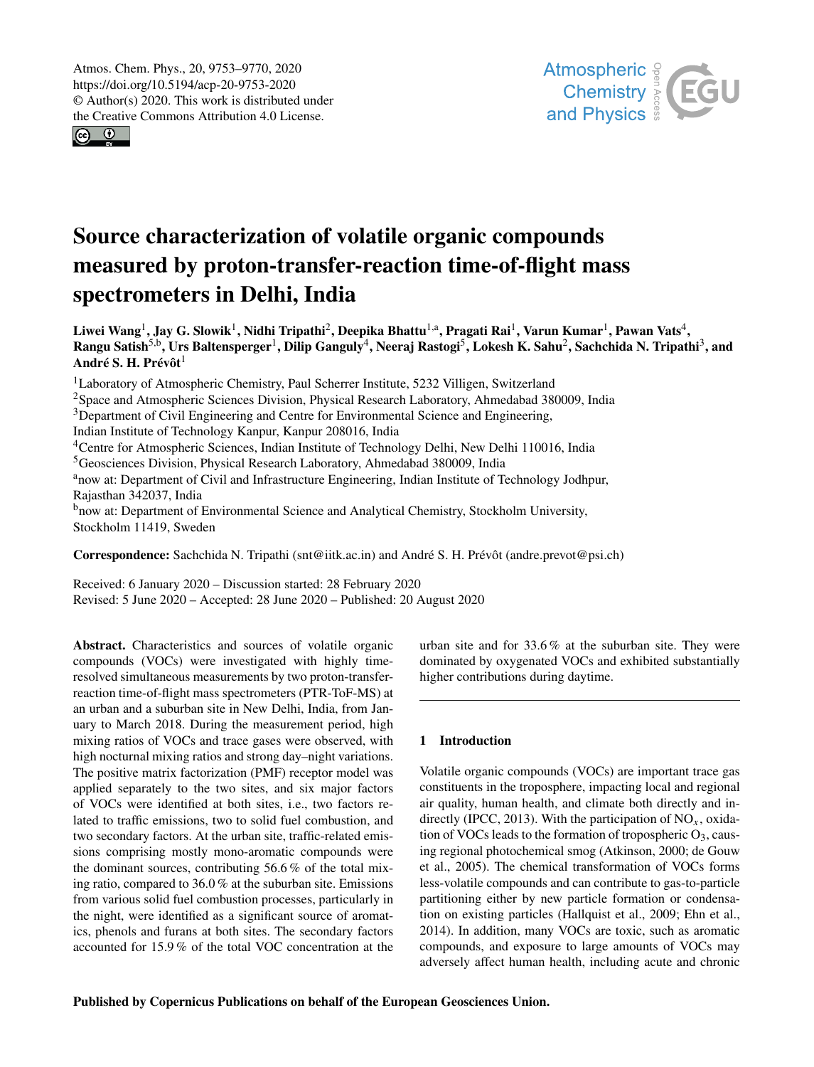# Source characterization of volatile organic compounds measured by proton-transfer-reaction time-of-flight mass spectrometers in Delhi, India

**Liwei Wang[1], Jay G. Slowik[1], Nidhi Tripathi[2], Deepika Bhattu[1,a], Pragati Rai[1], Varun Kumar[1], Pawan Vats[4], Rangu Satish[5,b], Urs Baltensperger[1], Dilip Ganguly[4], Neeraj Rastogi[5], Lokesh K. Sahu[2], Sachchida N. Tripathi[3], and André S. H. Prévôt[1]**

[1]Laboratory of Atmospheric Chemistry, Paul Scherrer Institute, 5232 Villigen, Switzerland
[2]Space and Atmospheric Sciences Division, Physical Research Laboratory, Ahmedabad 380009, India
[3]Department of Civil Engineering and Centre for Environmental Science and Engineering, Indian Institute of Technology Kanpur, Kanpur 208016, India
[4]Centre for Atmospheric Sciences, Indian Institute of Technology Delhi, New Delhi 110016, India
[5]Geosciences Division, Physical Research Laboratory, Ahmedabad 380009, India
[a]now at: Department of Civil and Infrastructure Engineering, Indian Institute of Technology Jodhpur, Rajasthan 342037, India
[b]now at: Department of Environmental Science and Analytical Chemistry, Stockholm University, Stockholm 11419, Sweden

**Correspondence:** Sachchida N. Tripathi (snt@iitk.ac.in) and André S. H. Prévôt (andre.prevot@psi.ch)

Received: 6 January 2020 – Discussion started: 28 February 2020
Revised: 5 June 2020 – Accepted: 28 June 2020 – Published: 20 August 2020

**Abstract.** Characteristics and sources of volatile organic compounds (VOCs) were investigated with highly time-resolved simultaneous measurements by two proton-transfer-reaction time-of-flight mass spectrometers (PTR-ToF-MS) at an urban and a suburban site in New Delhi, India, from January to March 2018. During the measurement period, high mixing ratios of VOCs and trace gases were observed, with high nocturnal mixing ratios and strong day–night variations. The positive matrix factorization (PMF) receptor model was applied separately to the two sites, and six major factors of VOCs were identified at both sites, i.e., two factors related to traffic emissions, two to solid fuel combustion, and two secondary factors. At the urban site, traffic-related emissions comprising mostly mono-aromatic compounds were the dominant sources, contributing 56.6 % of the total mixing ratio, compared to 36.0 % at the suburban site. Emissions from various solid fuel combustion processes, particularly in the night, were identified as a significant source of aromatics, phenols and furans at both sites. The secondary factors accounted for 15.9 % of the total VOC concentration at the urban site and for 33.6 % at the suburban site. They were dominated by oxygenated VOCs and exhibited substantially higher contributions during daytime.

## 1 Introduction

Volatile organic compounds (VOCs) are important trace gas constituents in the troposphere, impacting local and regional air quality, human health, and climate both directly and indirectly (IPCC, 2013). With the participation of $NO_x$, oxidation of VOCs leads to the formation of tropospheric $O_3$, causing regional photochemical smog (Atkinson, 2000; de Gouw et al., 2005). The chemical transformation of VOCs forms less-volatile compounds and can contribute to gas-to-particle partitioning either by new particle formation or condensation on existing particles (Hallquist et al., 2009; Ehn et al., 2014). In addition, many VOCs are toxic, such as aromatic compounds, and exposure to large amounts of VOCs may adversely affect human health, including acute and chronic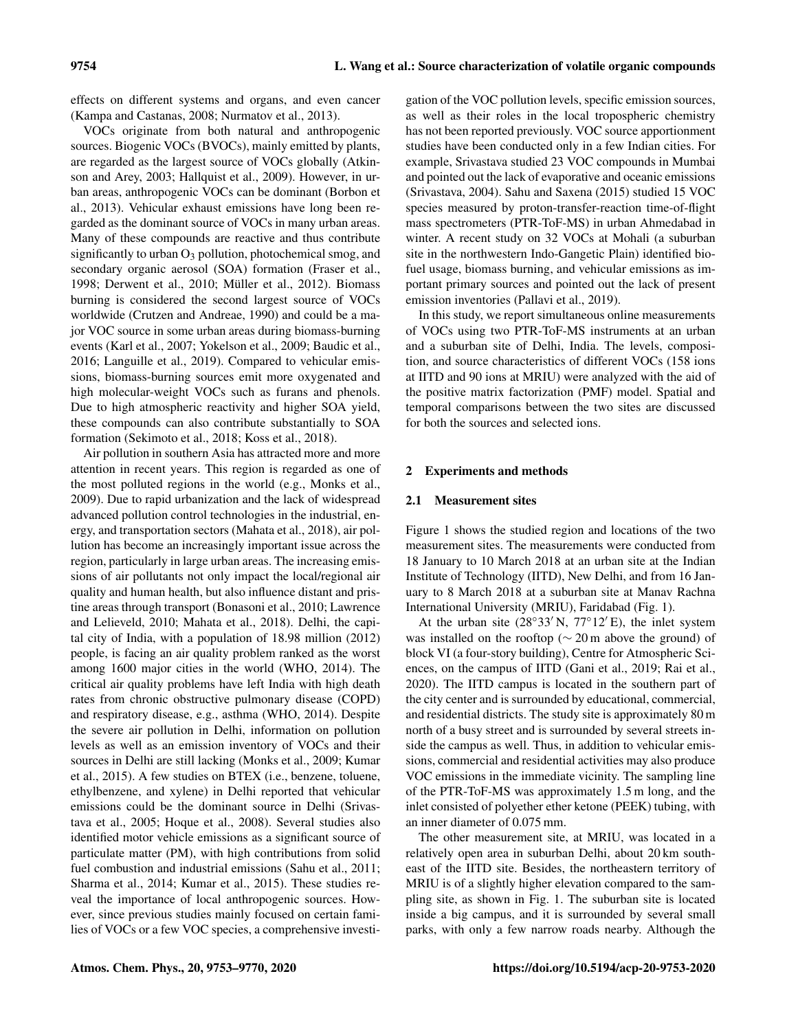effects on different systems and organs, and even cancer (Kampa and Castanas, 2008; Nurmatov et al., 2013).

VOCs originate from both natural and anthropogenic sources. Biogenic VOCs (BVOCs), mainly emitted by plants, are regarded as the largest source of VOCs globally (Atkinson and Arey, 2003; Hallquist et al., 2009). However, in urban areas, anthropogenic VOCs can be dominant (Borbon et al., 2013). Vehicular exhaust emissions have long been regarded as the dominant source of VOCs in many urban areas. Many of these compounds are reactive and thus contribute significantly to urban $O_3$ pollution, photochemical smog, and secondary organic aerosol (SOA) formation (Fraser et al., 1998; Derwent et al., 2010; Müller et al., 2012). Biomass burning is considered the second largest source of VOCs worldwide (Crutzen and Andreae, 1990) and could be a major VOC source in some urban areas during biomass-burning events (Karl et al., 2007; Yokelson et al., 2009; Baudic et al., 2016; Languille et al., 2019). Compared to vehicular emissions, biomass-burning sources emit more oxygenated and high molecular-weight VOCs such as furans and phenols. Due to high atmospheric reactivity and higher SOA yield, these compounds can also contribute substantially to SOA formation (Sekimoto et al., 2018; Koss et al., 2018).

Air pollution in southern Asia has attracted more and more attention in recent years. This region is regarded as one of the most polluted regions in the world (e.g., Monks et al., 2009). Due to rapid urbanization and the lack of widespread advanced pollution control technologies in the industrial, energy, and transportation sectors (Mahata et al., 2018), air pollution has become an increasingly important issue across the region, particularly in large urban areas. The increasing emissions of air pollutants not only impact the local/regional air quality and human health, but also influence distant and pristine areas through transport (Bonasoni et al., 2010; Lawrence and Lelieveld, 2010; Mahata et al., 2018). Delhi, the capital city of India, with a population of 18.98 million (2012) people, is facing an air quality problem ranked as the worst among 1600 major cities in the world (WHO, 2014). The critical air quality problems have left India with high death rates from chronic obstructive pulmonary disease (COPD) and respiratory disease, e.g., asthma (WHO, 2014). Despite the severe air pollution in Delhi, information on pollution levels as well as an emission inventory of VOCs and their sources in Delhi are still lacking (Monks et al., 2009; Kumar et al., 2015). A few studies on BTEX (i.e., benzene, toluene, ethylbenzene, and xylene) in Delhi reported that vehicular emissions could be the dominant source in Delhi (Srivastava et al., 2005; Hoque et al., 2008). Several studies also identified motor vehicle emissions as a significant source of particulate matter (PM), with high contributions from solid fuel combustion and industrial emissions (Sahu et al., 2011; Sharma et al., 2014; Kumar et al., 2015). These studies reveal the importance of local anthropogenic sources. However, since previous studies mainly focused on certain families of VOCs or a few VOC species, a comprehensive investigation of the VOC pollution levels, specific emission sources, as well as their roles in the local tropospheric chemistry has not been reported previously. VOC source apportionment studies have been conducted only in a few Indian cities. For example, Srivastava studied 23 VOC compounds in Mumbai and pointed out the lack of evaporative and oceanic emissions (Srivastava, 2004). Sahu and Saxena (2015) studied 15 VOC species measured by proton-transfer-reaction time-of-flight mass spectrometers (PTR-ToF-MS) in urban Ahmedabad in winter. A recent study on 32 VOCs at Mohali (a suburban site in the northwestern Indo-Gangetic Plain) identified biofuel usage, biomass burning, and vehicular emissions as important primary sources and pointed out the lack of present emission inventories (Pallavi et al., 2019).

In this study, we report simultaneous online measurements of VOCs using two PTR-ToF-MS instruments at an urban and a suburban site of Delhi, India. The levels, composition, and source characteristics of different VOCs (158 ions at IITD and 90 ions at MRIU) were analyzed with the aid of the positive matrix factorization (PMF) model. Spatial and temporal comparisons between the two sites are discussed for both the sources and selected ions.

## 2 Experiments and methods

### 2.1 Measurement sites

Figure 1 shows the studied region and locations of the two measurement sites. The measurements were conducted from 18 January to 10 March 2018 at an urban site at the Indian Institute of Technology (IITD), New Delhi, and from 16 January to 8 March 2018 at a suburban site at Manav Rachna International University (MRIU), Faridabad (Fig. 1).

At the urban site (28°33′ N, 77°12′ E), the inlet system was installed on the rooftop (∼ 20 m above the ground) of block VI (a four-story building), Centre for Atmospheric Sciences, on the campus of IITD (Gani et al., 2019; Rai et al., 2020). The IITD campus is located in the southern part of the city center and is surrounded by educational, commercial, and residential districts. The study site is approximately 80 m north of a busy street and is surrounded by several streets inside the campus as well. Thus, in addition to vehicular emissions, commercial and residential activities may also produce VOC emissions in the immediate vicinity. The sampling line of the PTR-ToF-MS was approximately 1.5 m long, and the inlet consisted of polyether ether ketone (PEEK) tubing, with an inner diameter of 0.075 mm.

The other measurement site, at MRIU, was located in a relatively open area in suburban Delhi, about 20 km southeast of the IITD site. Besides, the northeastern territory of MRIU is of a slightly higher elevation compared to the sampling site, as shown in Fig. 1. The suburban site is located inside a big campus, and it is surrounded by several small parks, with only a few narrow roads nearby. Although the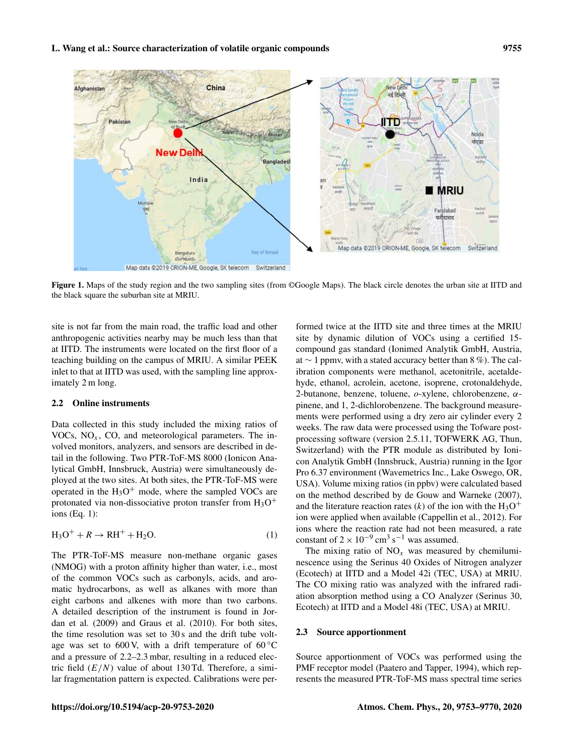Figure 1. Maps of the study region and the two sampling sites (from ©Google Maps). The black circle denotes the urban site at IITD and the black square the suburban site at MRIU.

site is not far from the main road, the traffic load and other anthropogenic activities nearby may be much less than that at IITD. The instruments were located on the first floor of a teaching building on the campus of MRIU. A similar PEEK inlet to that at IITD was used, with the sampling line approximately 2 m long.

### 2.2 Online instruments

Data collected in this study included the mixing ratios of VOCs, $NO_x$, CO, and meteorological parameters. The involved monitors, analyzers, and sensors are described in detail in the following. Two PTR-ToF-MS 8000 (Ionicon Analytical GmbH, Innsbruck, Austria) were simultaneously deployed at the two sites. At both sites, the PTR-ToF-MS were operated in the $H_3O^+$ mode, where the sampled VOCs are protonated via non-dissociative proton transfer from $H_3O^+$ ions (Eq. 1):

$$H_3O^+ + R \rightarrow RH^+ + H_2O. \tag{1}$$

The PTR-ToF-MS measure non-methane organic gases (NMOG) with a proton affinity higher than water, i.e., most of the common VOCs such as carbonyls, acids, and aromatic hydrocarbons, as well as alkanes with more than eight carbons and alkenes with more than two carbons. A detailed description of the instrument is found in Jordan et al. (2009) and Graus et al. (2010). For both sites, the time resolution was set to 30 s and the drift tube voltage was set to 600 V, with a drift temperature of 60 °C and a pressure of 2.2–2.3 mbar, resulting in a reduced electric field ($E/N$) value of about 130 Td. Therefore, a similar fragmentation pattern is expected. Calibrations were performed twice at the IITD site and three times at the MRIU site by dynamic dilution of VOCs using a certified 15-compound gas standard (Ionimed Analytik GmbH, Austria, at ~ 1 ppmv, with a stated accuracy better than 8 %). The calibration components were methanol, acetonitrile, acetaldehyde, ethanol, acrolein, acetone, isoprene, crotonaldehyde, 2-butanone, benzene, toluene, *o*-xylene, chlorobenzene, $\alpha$-pinene, and 1, 2-dichlorobenzene. The background measurements were performed using a dry zero air cylinder every 2 weeks. The raw data were processed using the Tofware post-processing software (version 2.5.11, TOFWERK AG, Thun, Switzerland) with the PTR module as distributed by Ionicon Analytik GmbH (Innsbruck, Austria) running in the Igor Pro 6.37 environment (Wavemetrics Inc., Lake Oswego, OR, USA). Volume mixing ratios (in ppbv) were calculated based on the method described by de Gouw and Warneke (2007), and the literature reaction rates ($k$) of the ion with the $H_3O^+$ ion were applied when available (Cappellin et al., 2012). For ions where the reaction rate had not been measured, a rate constant of $2 \times 10^{-9}$ cm$^3$ s$^{-1}$ was assumed.

The mixing ratio of $NO_x$ was measured by chemiluminescence using the Serinus 40 Oxides of Nitrogen analyzer (Ecotech) at IITD and a Model 42i (TEC, USA) at MRIU. The CO mixing ratio was analyzed with the infrared radiation absorption method using a CO Analyzer (Serinus 30, Ecotech) at IITD and a Model 48i (TEC, USA) at MRIU.

### 2.3 Source apportionment

Source apportionment of VOCs was performed using the PMF receptor model (Paatero and Tapper, 1994), which represents the measured PTR-ToF-MS mass spectral time series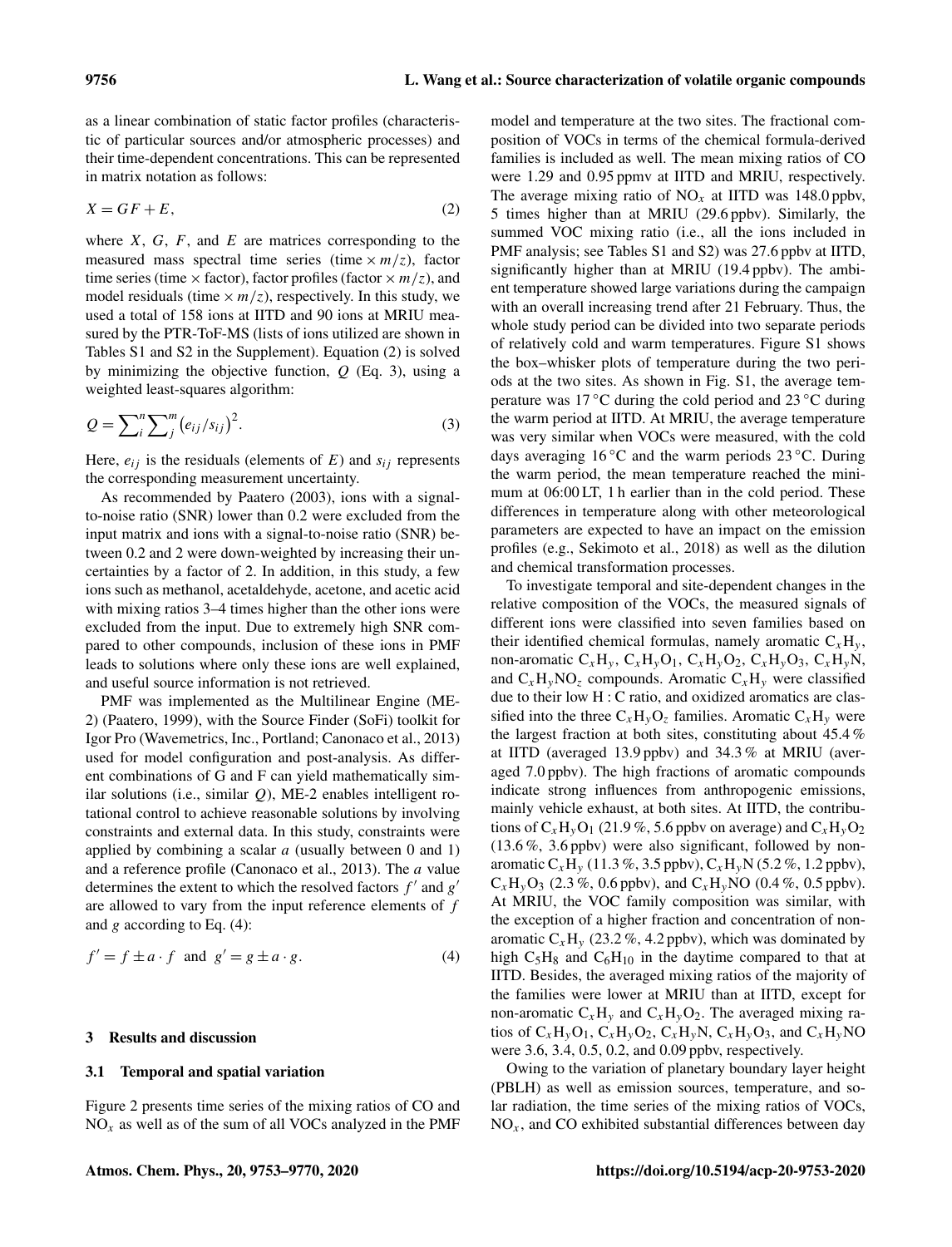as a linear combination of static factor profiles (characteristic of particular sources and/or atmospheric processes) and their time-dependent concentrations. This can be represented in matrix notation as follows:

$$X = GF + E, \tag{2}$$

where $X$, $G$, $F$, and $E$ are matrices corresponding to the measured mass spectral time series (time $\times$ $m/z$), factor time series (time $\times$ factor), factor profiles (factor $\times$ $m/z$), and model residuals (time $\times$ $m/z$), respectively. In this study, we used a total of 158 ions at IITD and 90 ions at MRIU measured by the PTR-ToF-MS (lists of ions utilized are shown in Tables S1 and S2 in the Supplement). Equation (2) is solved by minimizing the objective function, $Q$ (Eq. 3), using a weighted least-squares algorithm:

$$Q = \sum_i^n \sum_j^m \left(e_{ij}/s_{ij}\right)^2. \tag{3}$$

Here, $e_{ij}$ is the residuals (elements of $E$) and $s_{ij}$ represents the corresponding measurement uncertainty.

As recommended by Paatero (2003), ions with a signal-to-noise ratio (SNR) lower than 0.2 were excluded from the input matrix and ions with a signal-to-noise ratio (SNR) between 0.2 and 2 were down-weighted by increasing their uncertainties by a factor of 2. In addition, in this study, a few ions such as methanol, acetaldehyde, acetone, and acetic acid with mixing ratios 3–4 times higher than the other ions were excluded from the input. Due to extremely high SNR compared to other compounds, inclusion of these ions in PMF leads to solutions where only these ions are well explained, and useful source information is not retrieved.

PMF was implemented as the Multilinear Engine (ME-2) (Paatero, 1999), with the Source Finder (SoFi) toolkit for Igor Pro (Wavemetrics, Inc., Portland; Canonaco et al., 2013) used for model configuration and post-analysis. As different combinations of G and F can yield mathematically similar solutions (i.e., similar $Q$), ME-2 enables intelligent rotational control to achieve reasonable solutions by involving constraints and external data. In this study, constraints were applied by combining a scalar $a$ (usually between 0 and 1) and a reference profile (Canonaco et al., 2013). The $a$ value determines the extent to which the resolved factors $f'$ and $g'$ are allowed to vary from the input reference elements of $f$ and $g$ according to Eq. (4):

$$f' = f \pm a \cdot f \quad \text{and} \quad g' = g \pm a \cdot g. \tag{4}$$

## 3 Results and discussion

### 3.1 Temporal and spatial variation

Figure 2 presents time series of the mixing ratios of CO and $NO_x$ as well as of the sum of all VOCs analyzed in the PMF model and temperature at the two sites. The fractional composition of VOCs in terms of the chemical formula-derived families is included as well. The mean mixing ratios of CO were 1.29 and 0.95 ppmv at IITD and MRIU, respectively. The average mixing ratio of $NO_x$ at IITD was 148.0 ppbv, 5 times higher than at MRIU (29.6 ppbv). Similarly, the summed VOC mixing ratio (i.e., all the ions included in PMF analysis; see Tables S1 and S2) was 27.6 ppbv at IITD, significantly higher than at MRIU (19.4 ppbv). The ambient temperature showed large variations during the campaign with an overall increasing trend after 21 February. Thus, the whole study period can be divided into two separate periods of relatively cold and warm temperatures. Figure S1 shows the box–whisker plots of temperature during the two periods at the two sites. As shown in Fig. S1, the average temperature was 17 °C during the cold period and 23 °C during the warm period at IITD. At MRIU, the average temperature was very similar when VOCs were measured, with the cold days averaging 16 °C and the warm periods 23 °C. During the warm period, the mean temperature reached the minimum at 06:00 LT, 1 h earlier than in the cold period. These differences in temperature along with other meteorological parameters are expected to have an impact on the emission profiles (e.g., Sekimoto et al., 2018) as well as the dilution and chemical transformation processes.

To investigate temporal and site-dependent changes in the relative composition of the VOCs, the measured signals of different ions were classified into seven families based on their identified chemical formulas, namely aromatic $C_xH_y$, non-aromatic $C_xH_y$, $C_xH_yO_1$, $C_xH_yO_2$, $C_xH_yO_3$, $C_xH_yN$, and $C_xH_yNO_z$ compounds. Aromatic $C_xH_y$ were classified due to their low H : C ratio, and oxidized aromatics are classified into the three $C_xH_yO_z$ families. Aromatic $C_xH_y$ were the largest fraction at both sites, constituting about 45.4 % at IITD (averaged 13.9 ppbv) and 34.3 % at MRIU (averaged 7.0 ppbv). The high fractions of aromatic compounds indicate strong influences from anthropogenic emissions, mainly vehicle exhaust, at both sites. At IITD, the contributions of $C_xH_yO_1$ (21.9 %, 5.6 ppbv on average) and $C_xH_yO_2$ (13.6 %, 3.6 ppbv) were also significant, followed by non-aromatic $C_xH_y$ (11.3 %, 3.5 ppbv), $C_xH_yN$ (5.2 %, 1.2 ppbv), $C_xH_yO_3$ (2.3 %, 0.6 ppbv), and $C_xH_yNO$ (0.4 %, 0.5 ppbv). At MRIU, the VOC family composition was similar, with the exception of a higher fraction and concentration of non-aromatic $C_xH_y$ (23.2 %, 4.2 ppbv), which was dominated by high $C_5H_8$ and $C_6H_{10}$ in the daytime compared to that at IITD. Besides, the averaged mixing ratios of the majority of the families were lower at MRIU than at IITD, except for non-aromatic $C_xH_y$ and $C_xH_yO_2$. The averaged mixing ratios of $C_xH_yO_1$, $C_xH_yO_2$, $C_xH_yN$, $C_xH_yO_3$, and $C_xH_yNO$ were 3.6, 3.4, 0.5, 0.2, and 0.09 ppbv, respectively.

Owing to the variation of planetary boundary layer height (PBLH) as well as emission sources, temperature, and solar radiation, the time series of the mixing ratios of VOCs, $NO_x$, and CO exhibited substantial differences between day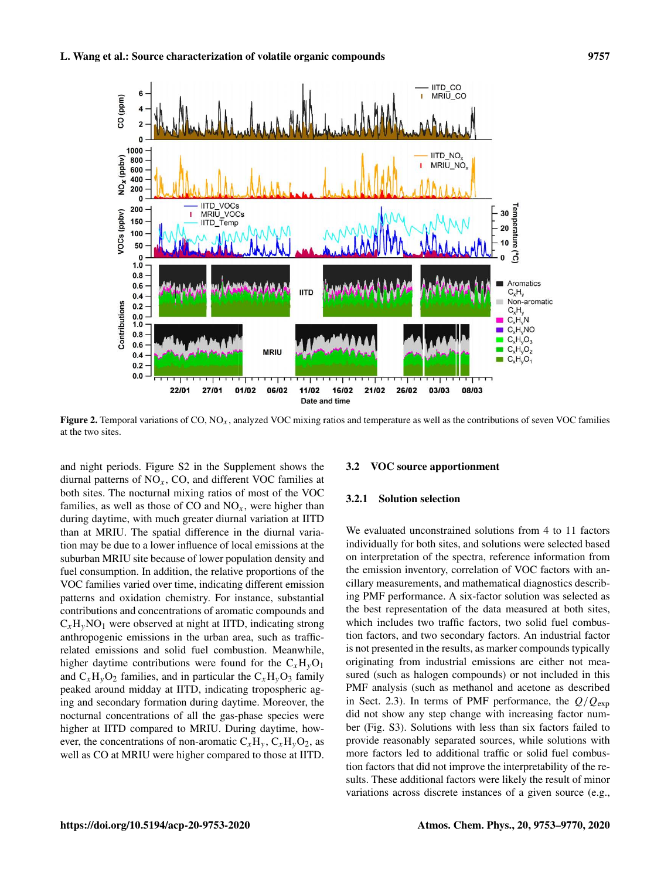**Figure 2.** Temporal variations of CO, $NO_x$, analyzed VOC mixing ratios and temperature as well as the contributions of seven VOC families at the two sites.

and night periods. Figure S2 in the Supplement shows the diurnal patterns of $NO_x$, CO, and different VOC families at both sites. The nocturnal mixing ratios of most of the VOC families, as well as those of CO and $NO_x$, were higher than during daytime, with much greater diurnal variation at IITD than at MRIU. The spatial difference in the diurnal variation may be due to a lower influence of local emissions at the suburban MRIU site because of lower population density and fuel consumption. In addition, the relative proportions of the VOC families varied over time, indicating different emission patterns and oxidation chemistry. For instance, substantial contributions and concentrations of aromatic compounds and $C_xH_yNO_1$ were observed at night at IITD, indicating strong anthropogenic emissions in the urban area, such as traffic-related emissions and solid fuel combustion. Meanwhile, higher daytime contributions were found for the $C_xH_yO_1$ and $C_xH_yO_2$ families, and in particular the $C_xH_yO_3$ family peaked around midday at IITD, indicating tropospheric aging and secondary formation during daytime. Moreover, the nocturnal concentrations of all the gas-phase species were higher at IITD compared to MRIU. During daytime, however, the concentrations of non-aromatic $C_xH_y$, $C_xH_yO_2$, as well as CO at MRIU were higher compared to those at IITD.

## 3.2 VOC source apportionment

### 3.2.1 Solution selection

We evaluated unconstrained solutions from 4 to 11 factors individually for both sites, and solutions were selected based on interpretation of the spectra, reference information from the emission inventory, correlation of VOC factors with ancillary measurements, and mathematical diagnostics describing PMF performance. A six-factor solution was selected as the best representation of the data measured at both sites, which includes two traffic factors, two solid fuel combustion factors, and two secondary factors. An industrial factor is not presented in the results, as marker compounds typically originating from industrial emissions are either not measured (such as halogen compounds) or not included in this PMF analysis (such as methanol and acetone as described in Sect. 2.3). In terms of PMF performance, the $Q/Q_{\mathrm{exp}}$ did not show any step change with increasing factor number (Fig. S3). Solutions with less than six factors failed to provide reasonably separated sources, while solutions with more factors led to additional traffic or solid fuel combustion factors that did not improve the interpretability of the results. These additional factors were likely the result of minor variations across discrete instances of a given source (e.g.,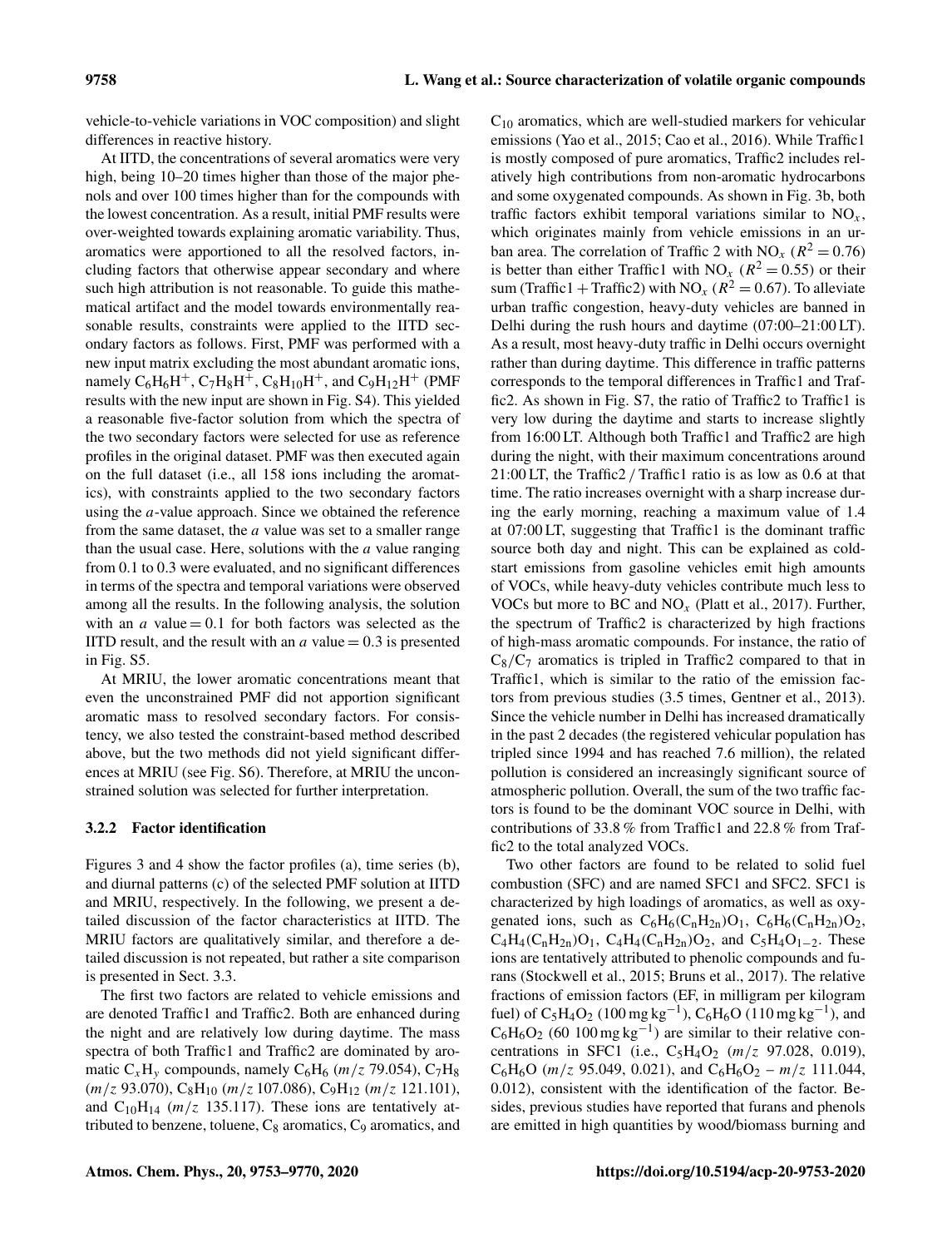vehicle-to-vehicle variations in VOC composition) and slight differences in reactive history.

At IITD, the concentrations of several aromatics were very high, being 10–20 times higher than those of the major phenols and over 100 times higher than for the compounds with the lowest concentration. As a result, initial PMF results were over-weighted towards explaining aromatic variability. Thus, aromatics were apportioned to all the resolved factors, including factors that otherwise appear secondary and where such high attribution is not reasonable. To guide this mathematical artifact and the model towards environmentally reasonable results, constraints were applied to the IITD secondary factors as follows. First, PMF was performed with a new input matrix excluding the most abundant aromatic ions, namely $C_6H_6H^+$, $C_7H_8H^+$, $C_8H_{10}H^+$, and $C_9H_{12}H^+$ (PMF results with the new input are shown in Fig. S4). This yielded a reasonable five-factor solution from which the spectra of the two secondary factors were selected for use as reference profiles in the original dataset. PMF was then executed again on the full dataset (i.e., all 158 ions including the aromatics), with constraints applied to the two secondary factors using the *a*-value approach. Since we obtained the reference from the same dataset, the *a* value was set to a smaller range than the usual case. Here, solutions with the *a* value ranging from 0.1 to 0.3 were evaluated, and no significant differences in terms of the spectra and temporal variations were observed among all the results. In the following analysis, the solution with an *a* value = 0.1 for both factors was selected as the IITD result, and the result with an *a* value = 0.3 is presented in Fig. S5.

At MRIU, the lower aromatic concentrations meant that even the unconstrained PMF did not apportion significant aromatic mass to resolved secondary factors. For consistency, we also tested the constraint-based method described above, but the two methods did not yield significant differences at MRIU (see Fig. S6). Therefore, at MRIU the unconstrained solution was selected for further interpretation.

### 3.2.2 Factor identification

Figures 3 and 4 show the factor profiles (a), time series (b), and diurnal patterns (c) of the selected PMF solution at IITD and MRIU, respectively. In the following, we present a detailed discussion of the factor characteristics at IITD. The MRIU factors are qualitatively similar, and therefore a detailed discussion is not repeated, but rather a site comparison is presented in Sect. 3.3.

The first two factors are related to vehicle emissions and are denoted Traffic1 and Traffic2. Both are enhanced during the night and are relatively low during daytime. The mass spectra of both Traffic1 and Traffic2 are dominated by aromatic $C_xH_y$ compounds, namely $C_6H_6$ (*m/z* 79.054), $C_7H_8$ (*m/z* 93.070), $C_8H_{10}$ (*m/z* 107.086), $C_9H_{12}$ (*m/z* 121.101), and $C_{10}H_{14}$ (*m/z* 135.117). These ions are tentatively attributed to benzene, toluene, $C_8$ aromatics, $C_9$ aromatics, and $C_{10}$ aromatics, which are well-studied markers for vehicular emissions (Yao et al., 2015; Cao et al., 2016). While Traffic1 is mostly composed of pure aromatics, Traffic2 includes relatively high contributions from non-aromatic hydrocarbons and some oxygenated compounds. As shown in Fig. 3b, both traffic factors exhibit temporal variations similar to $NO_x$, which originates mainly from vehicle emissions in an urban area. The correlation of Traffic 2 with $NO_x$ ($R^2 = 0.76$) is better than either Traffic1 with $NO_x$ ($R^2 = 0.55$) or their sum (Traffic1 + Traffic2) with $NO_x$ ($R^2 = 0.67$). To alleviate urban traffic congestion, heavy-duty vehicles are banned in Delhi during the rush hours and daytime (07:00–21:00 LT). As a result, most heavy-duty traffic in Delhi occurs overnight rather than during daytime. This difference in traffic patterns corresponds to the temporal differences in Traffic1 and Traffic2. As shown in Fig. S7, the ratio of Traffic2 to Traffic1 is very low during the daytime and starts to increase slightly from 16:00 LT. Although both Traffic1 and Traffic2 are high during the night, with their maximum concentrations around 21:00 LT, the Traffic2 / Traffic1 ratio is as low as 0.6 at that time. The ratio increases overnight with a sharp increase during the early morning, reaching a maximum value of 1.4 at 07:00 LT, suggesting that Traffic1 is the dominant traffic source both day and night. This can be explained as cold-start emissions from gasoline vehicles emit high amounts of VOCs, while heavy-duty vehicles contribute much less to VOCs but more to BC and $NO_x$ (Platt et al., 2017). Further, the spectrum of Traffic2 is characterized by high fractions of high-mass aromatic compounds. For instance, the ratio of $C_8/C_7$ aromatics is tripled in Traffic2 compared to that in Traffic1, which is similar to the ratio of the emission factors from previous studies (3.5 times, Gentner et al., 2013). Since the vehicle number in Delhi has increased dramatically in the past 2 decades (the registered vehicular population has tripled since 1994 and has reached 7.6 million), the related pollution is considered an increasingly significant source of atmospheric pollution. Overall, the sum of the two traffic factors is found to be the dominant VOC source in Delhi, with contributions of 33.8 % from Traffic1 and 22.8 % from Traffic2 to the total analyzed VOCs.

Two other factors are found to be related to solid fuel combustion (SFC) and are named SFC1 and SFC2. SFC1 is characterized by high loadings of aromatics, as well as oxygenated ions, such as $C_6H_6(C_nH_{2n})O_1$, $C_6H_6(C_nH_{2n})O_2$, $C_4H_4(C_nH_{2n})O_1$, $C_4H_4(C_nH_{2n})O_2$, and $C_5H_4O_{1-2}$. These ions are tentatively attributed to phenolic compounds and furans (Stockwell et al., 2015; Bruns et al., 2017). The relative fractions of emission factors (EF, in milligram per kilogram fuel) of $C_5H_4O_2$ (100 mg $kg^{-1}$), $C_6H_6O$ (110 mg $kg^{-1}$), and $C_6H_6O_2$ (60 100 mg $kg^{-1}$) are similar to their relative concentrations in SFC1 (i.e., $C_5H_4O_2$ (*m/z* 97.028, 0.019), $C_6H_6O$ (*m/z* 95.049, 0.021), and $C_6H_6O_2$ – *m/z* 111.044, 0.012), consistent with the identification of the factor. Besides, previous studies have reported that furans and phenols are emitted in high quantities by wood/biomass burning and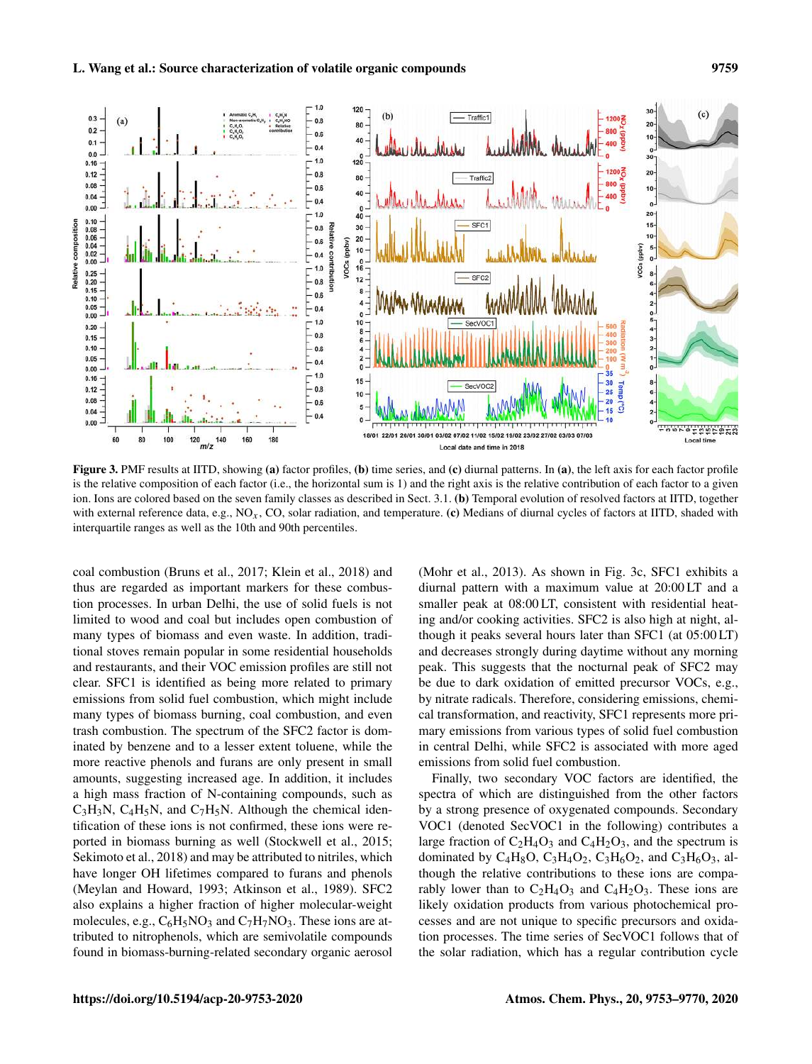**Figure 3.** PMF results at IITD, showing **(a)** factor profiles, **(b)** time series, and **(c)** diurnal patterns. In **(a)**, the left axis for each factor profile is the relative composition of each factor (i.e., the horizontal sum is 1) and the right axis is the relative contribution of each factor to a given ion. Ions are colored based on the seven family classes as described in Sect. 3.1. **(b)** Temporal evolution of resolved factors at IITD, together with external reference data, e.g., $NO_x$, CO, solar radiation, and temperature. **(c)** Medians of diurnal cycles of factors at IITD, shaded with interquartile ranges as well as the 10th and 90th percentiles.

coal combustion (Bruns et al., 2017; Klein et al., 2018) and thus are regarded as important markers for these combustion processes. In urban Delhi, the use of solid fuels is not limited to wood and coal but includes open combustion of many types of biomass and even waste. In addition, traditional stoves remain popular in some residential households and restaurants, and their VOC emission profiles are still not clear. SFC1 is identified as being more related to primary emissions from solid fuel combustion, which might include many types of biomass burning, coal combustion, and even trash combustion. The spectrum of the SFC2 factor is dominated by benzene and to a lesser extent toluene, while the more reactive phenols and furans are only present in small amounts, suggesting increased age. In addition, it includes a high mass fraction of N-containing compounds, such as $C_3H_3N$, $C_4H_5N$, and $C_7H_5N$. Although the chemical identification of these ions is not confirmed, these ions were reported in biomass burning as well (Stockwell et al., 2015; Sekimoto et al., 2018) and may be attributed to nitriles, which have longer OH lifetimes compared to furans and phenols (Meylan and Howard, 1993; Atkinson et al., 1989). SFC2 also explains a higher fraction of higher molecular-weight molecules, e.g., $C_6H_5NO_3$ and $C_7H_7NO_3$. These ions are attributed to nitrophenols, which are semivolatile compounds found in biomass-burning-related secondary organic aerosol (Mohr et al., 2013). As shown in Fig. 3c, SFC1 exhibits a diurnal pattern with a maximum value at 20:00 LT and a smaller peak at 08:00 LT, consistent with residential heating and/or cooking activities. SFC2 is also high at night, although it peaks several hours later than SFC1 (at 05:00 LT) and decreases strongly during daytime without any morning peak. This suggests that the nocturnal peak of SFC2 may be due to dark oxidation of emitted precursor VOCs, e.g., by nitrate radicals. Therefore, considering emissions, chemical transformation, and reactivity, SFC1 represents more primary emissions from various types of solid fuel combustion in central Delhi, while SFC2 is associated with more aged emissions from solid fuel combustion.

Finally, two secondary VOC factors are identified, the spectra of which are distinguished from the other factors by a strong presence of oxygenated compounds. Secondary VOC1 (denoted SecVOC1 in the following) contributes a large fraction of $C_2H_4O_3$ and $C_4H_2O_3$, and the spectrum is dominated by $C_4H_8O$, $C_3H_4O_2$, $C_3H_6O_2$, and $C_3H_6O_3$, although the relative contributions to these ions are comparably lower than to $C_2H_4O_3$ and $C_4H_2O_3$. These ions are likely oxidation products from various photochemical processes and are not unique to specific precursors and oxidation processes. The time series of SecVOC1 follows that of the solar radiation, which has a regular contribution cycle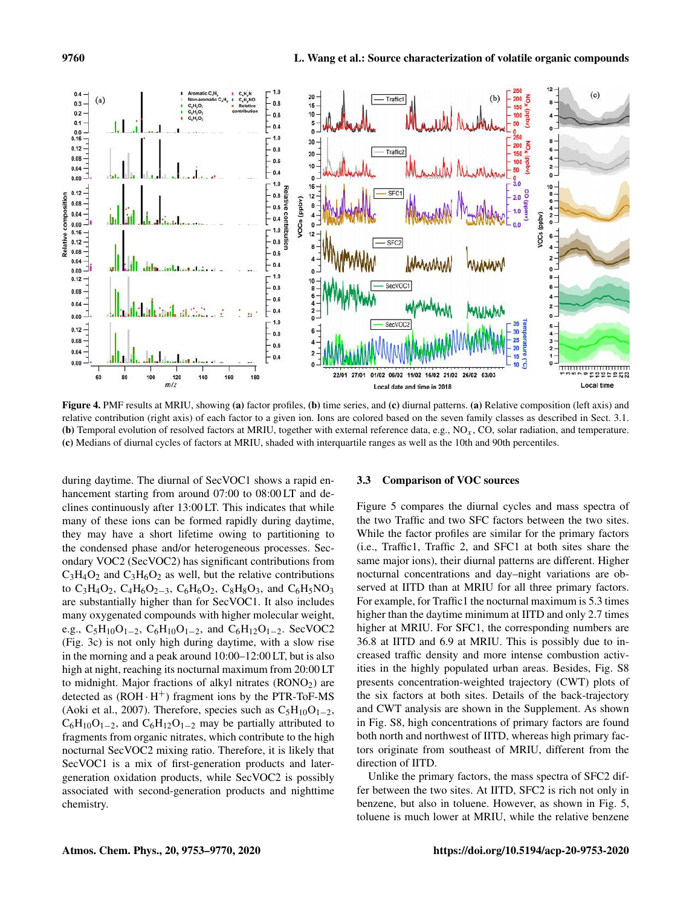**Figure 4.** PMF results at MRIU, showing **(a)** factor profiles, **(b)** time series, and **(c)** diurnal patterns. **(a)** Relative composition (left axis) and relative contribution (right axis) of each factor to a given ion. Ions are colored based on the seven family classes as described in Sect. 3.1. **(b)** Temporal evolution of resolved factors at MRIU, together with external reference data, e.g., $NO_x$, CO, solar radiation, and temperature. **(c)** Medians of diurnal cycles of factors at MRIU, shaded with interquartile ranges as well as the 10th and 90th percentiles.

during daytime. The diurnal of SecVOC1 shows a rapid enhancement starting from around 07:00 to 08:00 LT and declines continuously after 13:00 LT. This indicates that while many of these ions can be formed rapidly during daytime, they may have a short lifetime owing to partitioning to the condensed phase and/or heterogeneous processes. Secondary VOC2 (SecVOC2) has significant contributions from $C_3H_4O_2$ and $C_3H_6O_2$ as well, but the relative contributions to $C_3H_4O_2$, $C_4H_6O_{2-3}$, $C_6H_6O_2$, $C_8H_8O_3$, and $C_6H_5NO_3$ are substantially higher than for SecVOC1. It also includes many oxygenated compounds with higher molecular weight, e.g., $C_5H_{10}O_{1-2}$, $C_6H_{10}O_{1-2}$, and $C_6H_{12}O_{1-2}$. SecVOC2 (Fig. 3c) is not only high during daytime, with a slow rise in the morning and a peak around 10:00–12:00 LT, but is also high at night, reaching its nocturnal maximum from 20:00 LT to midnight. Major fractions of alkyl nitrates ($RONO_2$) are detected as ($ROH \cdot H^+$) fragment ions by the PTR-ToF-MS (Aoki et al., 2007). Therefore, species such as $C_5H_{10}O_{1-2}$, $C_6H_{10}O_{1-2}$, and $C_6H_{12}O_{1-2}$ may be partially attributed to fragments from organic nitrates, which contribute to the high nocturnal SecVOC2 mixing ratio. Therefore, it is likely that SecVOC1 is a mix of first-generation products and later-generation oxidation products, while SecVOC2 is possibly associated with second-generation products and nighttime chemistry.

### 3.3 Comparison of VOC sources

Figure 5 compares the diurnal cycles and mass spectra of the two Traffic and two SFC factors between the two sites. While the factor profiles are similar for the primary factors (i.e., Traffic1, Traffic 2, and SFC1 at both sites share the same major ions), their diurnal patterns are different. Higher nocturnal concentrations and day–night variations are observed at IITD than at MRIU for all three primary factors. For example, for Traffic1 the nocturnal maximum is 5.3 times higher than the daytime minimum at IITD and only 2.7 times higher at MRIU. For SFC1, the corresponding numbers are 36.8 at IITD and 6.9 at MRIU. This is possibly due to increased traffic density and more intense combustion activities in the highly populated urban areas. Besides, Fig. S8 presents concentration-weighted trajectory (CWT) plots of the six factors at both sites. Details of the back-trajectory and CWT analysis are shown in the Supplement. As shown in Fig. S8, high concentrations of primary factors are found both north and northwest of IITD, whereas high primary factors originate from southeast of MRIU, different from the direction of IITD.

Unlike the primary factors, the mass spectra of SFC2 differ between the two sites. At IITD, SFC2 is rich not only in benzene, but also in toluene. However, as shown in Fig. 5, toluene is much lower at MRIU, while the relative benzene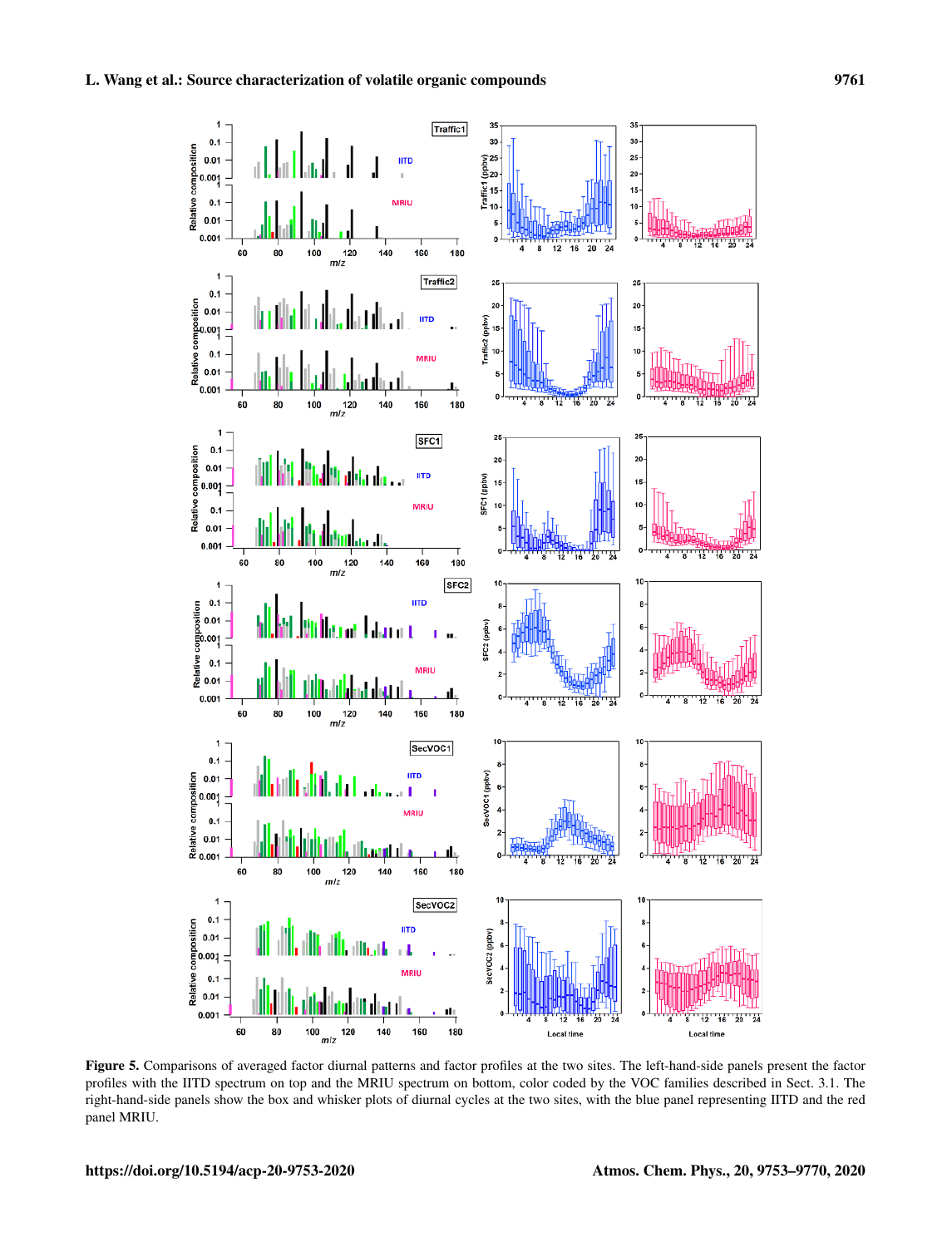Figure 5. Comparisons of averaged factor diurnal patterns and factor profiles at the two sites. The left-hand-side panels present the factor profiles with the IITD spectrum on top and the MRIU spectrum on bottom, color coded by the VOC families described in Sect. 3.1. The right-hand-side panels show the box and whisker plots of diurnal cycles at the two sites, with the blue panel representing IITD and the red panel MRIU.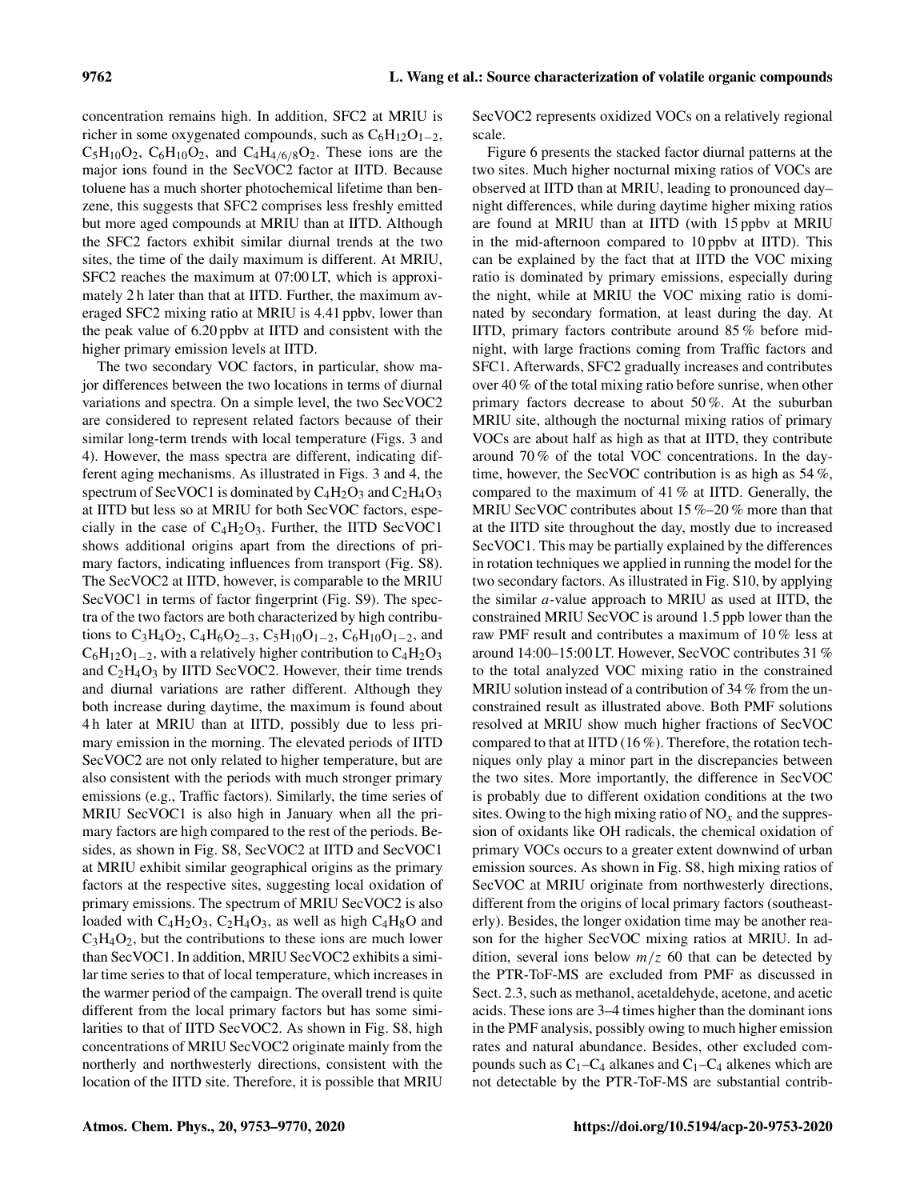concentration remains high. In addition, SFC2 at MRIU is richer in some oxygenated compounds, such as $C_6H_{12}O_{1-2}$, $C_5H_{10}O_2$, $C_6H_{10}O_2$, and $C_4H_{4/6/8}O_2$. These ions are the major ions found in the SecVOC2 factor at IITD. Because toluene has a much shorter photochemical lifetime than benzene, this suggests that SFC2 comprises less freshly emitted but more aged compounds at MRIU than at IITD. Although the SFC2 factors exhibit similar diurnal trends at the two sites, the time of the daily maximum is different. At MRIU, SFC2 reaches the maximum at 07:00 LT, which is approximately 2 h later than that at IITD. Further, the maximum averaged SFC2 mixing ratio at MRIU is 4.41 ppbv, lower than the peak value of 6.20 ppbv at IITD and consistent with the higher primary emission levels at IITD.

The two secondary VOC factors, in particular, show major differences between the two locations in terms of diurnal variations and spectra. On a simple level, the two SecVOC2 are considered to represent related factors because of their similar long-term trends with local temperature (Figs. 3 and 4). However, the mass spectra are different, indicating different aging mechanisms. As illustrated in Figs. 3 and 4, the spectrum of SecVOC1 is dominated by $C_4H_2O_3$ and $C_2H_4O_3$ at IITD but less so at MRIU for both SecVOC factors, especially in the case of $C_4H_2O_3$. Further, the IITD SecVOC1 shows additional origins apart from the directions of primary factors, indicating influences from transport (Fig. S8). The SecVOC2 at IITD, however, is comparable to the MRIU SecVOC1 in terms of factor fingerprint (Fig. S9). The spectra of the two factors are both characterized by high contributions to $C_3H_4O_2$, $C_4H_6O_{2-3}$, $C_5H_{10}O_{1-2}$, $C_6H_{10}O_{1-2}$, and $C_6H_{12}O_{1-2}$, with a relatively higher contribution to $C_4H_2O_3$ and $C_2H_4O_3$ by IITD SecVOC2. However, their time trends and diurnal variations are rather different. Although they both increase during daytime, the maximum is found about 4 h later at MRIU than at IITD, possibly due to less primary emission in the morning. The elevated periods of IITD SecVOC2 are not only related to higher temperature, but are also consistent with the periods with much stronger primary emissions (e.g., Traffic factors). Similarly, the time series of MRIU SecVOC1 is also high in January when all the primary factors are high compared to the rest of the periods. Besides, as shown in Fig. S8, SecVOC2 at IITD and SecVOC1 at MRIU exhibit similar geographical origins as the primary factors at the respective sites, suggesting local oxidation of primary emissions. The spectrum of MRIU SecVOC2 is also loaded with $C_4H_2O_3$, $C_2H_4O_3$, as well as high $C_4H_8O$ and $C_3H_4O_2$, but the contributions to these ions are much lower than SecVOC1. In addition, MRIU SecVOC2 exhibits a similar time series to that of local temperature, which increases in the warmer period of the campaign. The overall trend is quite different from the local primary factors but has some similarities to that of IITD SecVOC2. As shown in Fig. S8, high concentrations of MRIU SecVOC2 originate mainly from the northerly and northwesterly directions, consistent with the location of the IITD site. Therefore, it is possible that MRIU SecVOC2 represents oxidized VOCs on a relatively regional scale.

Figure 6 presents the stacked factor diurnal patterns at the two sites. Much higher nocturnal mixing ratios of VOCs are observed at IITD than at MRIU, leading to pronounced day–night differences, while during daytime higher mixing ratios are found at MRIU than at IITD (with 15 ppbv at MRIU in the mid-afternoon compared to 10 ppbv at IITD). This can be explained by the fact that at IITD the VOC mixing ratio is dominated by primary emissions, especially during the night, while at MRIU the VOC mixing ratio is dominated by secondary formation, at least during the day. At IITD, primary factors contribute around 85 % before midnight, with large fractions coming from Traffic factors and SFC1. Afterwards, SFC2 gradually increases and contributes over 40 % of the total mixing ratio before sunrise, when other primary factors decrease to about 50 %. At the suburban MRIU site, although the nocturnal mixing ratios of primary VOCs are about half as high as that at IITD, they contribute around 70 % of the total VOC concentrations. In the daytime, however, the SecVOC contribution is as high as 54 %, compared to the maximum of 41 % at IITD. Generally, the MRIU SecVOC contributes about 15 %–20 % more than that at the IITD site throughout the day, mostly due to increased SecVOC1. This may be partially explained by the differences in rotation techniques we applied in running the model for the two secondary factors. As illustrated in Fig. S10, by applying the similar *a*-value approach to MRIU as used at IITD, the constrained MRIU SecVOC is around 1.5 ppb lower than the raw PMF result and contributes a maximum of 10 % less at around 14:00–15:00 LT. However, SecVOC contributes 31 % to the total analyzed VOC mixing ratio in the constrained MRIU solution instead of a contribution of 34 % from the unconstrained result as illustrated above. Both PMF solutions resolved at MRIU show much higher fractions of SecVOC compared to that at IITD (16 %). Therefore, the rotation techniques only play a minor part in the discrepancies between the two sites. More importantly, the difference in SecVOC is probably due to different oxidation conditions at the two sites. Owing to the high mixing ratio of $NO_x$ and the suppression of oxidants like OH radicals, the chemical oxidation of primary VOCs occurs to a greater extent downwind of urban emission sources. As shown in Fig. S8, high mixing ratios of SecVOC at MRIU originate from northwesterly directions, different from the origins of local primary factors (southeasterly). Besides, the longer oxidation time may be another reason for the higher SecVOC mixing ratios at MRIU. In addition, several ions below $m/z$ 60 that can be detected by the PTR-ToF-MS are excluded from PMF as discussed in Sect. 2.3, such as methanol, acetaldehyde, acetone, and acetic acids. These ions are 3–4 times higher than the dominant ions in the PMF analysis, possibly owing to much higher emission rates and natural abundance. Besides, other excluded compounds such as $C_1$–$C_4$ alkanes and $C_1$–$C_4$ alkenes which are not detectable by the PTR-ToF-MS are substantial contrib-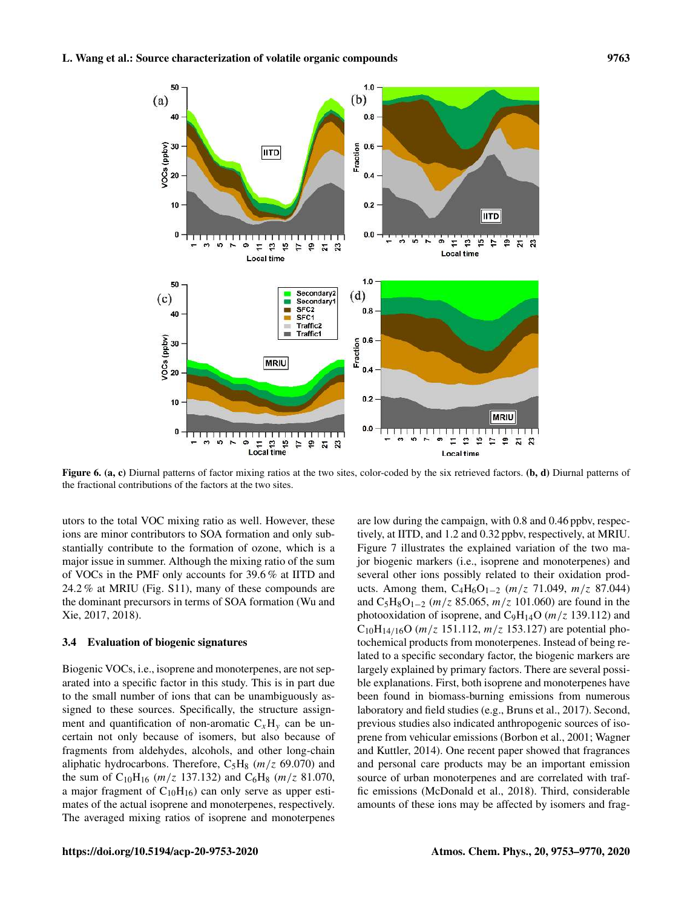**Figure 6. (a, c)** Diurnal patterns of factor mixing ratios at the two sites, color-coded by the six retrieved factors. **(b, d)** Diurnal patterns of the fractional contributions of the factors at the two sites.

utors to the total VOC mixing ratio as well. However, these ions are minor contributors to SOA formation and only substantially contribute to the formation of ozone, which is a major issue in summer. Although the mixing ratio of the sum of VOCs in the PMF only accounts for 39.6 % at IITD and 24.2 % at MRIU (Fig. S11), many of these compounds are the dominant precursors in terms of SOA formation (Wu and Xie, 2017, 2018).

### 3.4 Evaluation of biogenic signatures

Biogenic VOCs, i.e., isoprene and monoterpenes, are not separated into a specific factor in this study. This is in part due to the small number of ions that can be unambiguously assigned to these sources. Specifically, the structure assignment and quantification of non-aromatic $C_xH_y$ can be uncertain not only because of isomers, but also because of fragments from aldehydes, alcohols, and other long-chain aliphatic hydrocarbons. Therefore, $C_5H_8$ ($m/z$ 69.070) and the sum of $C_{10}H_{16}$ ($m/z$ 137.132) and $C_6H_8$ ($m/z$ 81.070, a major fragment of $C_{10}H_{16}$) can only serve as upper estimates of the actual isoprene and monoterpenes, respectively. The averaged mixing ratios of isoprene and monoterpenes are low during the campaign, with 0.8 and 0.46 ppbv, respectively, at IITD, and 1.2 and 0.32 ppbv, respectively, at MRIU. Figure 7 illustrates the explained variation of the two major biogenic markers (i.e., isoprene and monoterpenes) and several other ions possibly related to their oxidation products. Among them, $C_4H_6O_{1-2}$ ($m/z$ 71.049, $m/z$ 87.044) and $C_5H_8O_{1-2}$ ($m/z$ 85.065, $m/z$ 101.060) are found in the photooxidation of isoprene, and $C_9H_{14}O$ ($m/z$ 139.112) and $C_{10}H_{14/16}O$ ($m/z$ 151.112, $m/z$ 153.127) are potential photochemical products from monoterpenes. Instead of being related to a specific secondary factor, the biogenic markers are largely explained by primary factors. There are several possible explanations. First, both isoprene and monoterpenes have been found in biomass-burning emissions from numerous laboratory and field studies (e.g., Bruns et al., 2017). Second, previous studies also indicated anthropogenic sources of isoprene from vehicular emissions (Borbon et al., 2001; Wagner and Kuttler, 2014). One recent paper showed that fragrances and personal care products may be an important emission source of urban monoterpenes and are correlated with traffic emissions (McDonald et al., 2018). Third, considerable amounts of these ions may be affected by isomers and frag-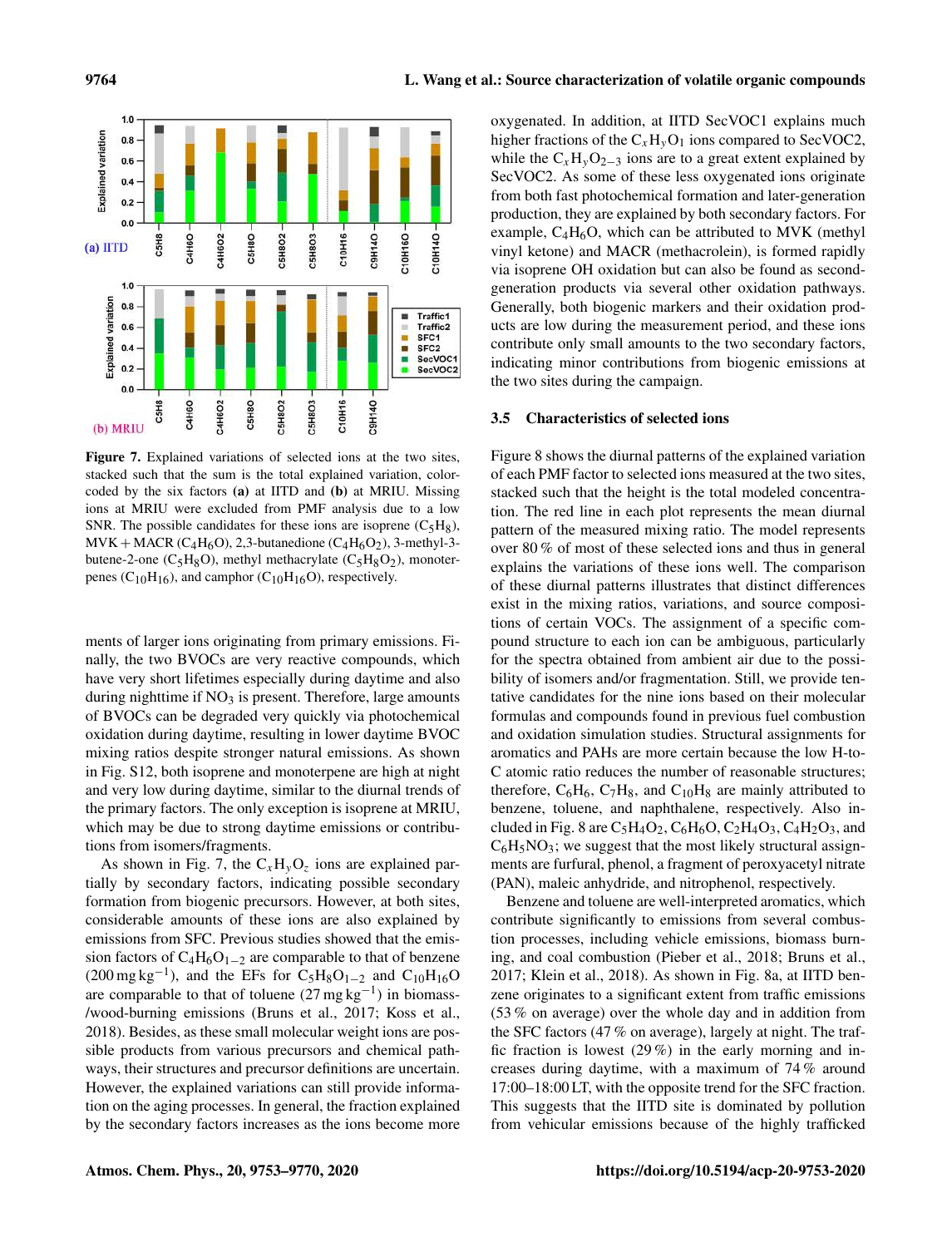Figure 7. Explained variations of selected ions at the two sites, stacked such that the sum is the total explained variation, color-coded by the six factors **(a)** at IITD and **(b)** at MRIU. Missing ions at MRIU were excluded from PMF analysis due to a low SNR. The possible candidates for these ions are isoprene ($C_5H_8$), MVK + MACR ($C_4H_6O$), 2,3-butanedione ($C_4H_6O_2$), 3-methyl-3-butene-2-one ($C_5H_8O$), methyl methacrylate ($C_5H_8O_2$), monoterpenes ($C_{10}H_{16}$), and camphor ($C_{10}H_{16}O$), respectively.

ments of larger ions originating from primary emissions. Finally, the two BVOCs are very reactive compounds, which have very short lifetimes especially during daytime and also during nighttime if $NO_3$ is present. Therefore, large amounts of BVOCs can be degraded very quickly via photochemical oxidation during daytime, resulting in lower daytime BVOC mixing ratios despite stronger natural emissions. As shown in Fig. S12, both isoprene and monoterpene are high at night and very low during daytime, similar to the diurnal trends of the primary factors. The only exception is isoprene at MRIU, which may be due to strong daytime emissions or contributions from isomers/fragments.

As shown in Fig. 7, the $C_xH_yO_z$ ions are explained partially by secondary factors, indicating possible secondary formation from biogenic precursors. However, at both sites, considerable amounts of these ions are also explained by emissions from SFC. Previous studies showed that the emission factors of $C_4H_6O_{1-2}$ are comparable to that of benzene ($200\,\mathrm{mg\,kg^{-1}}$), and the EFs for $C_5H_8O_{1-2}$ and $C_{10}H_{16}O$ are comparable to that of toluene ($27\,\mathrm{mg\,kg^{-1}}$) in biomass-/wood-burning emissions (Bruns et al., 2017; Koss et al., 2018). Besides, as these small molecular weight ions are possible products from various precursors and chemical pathways, their structures and precursor definitions are uncertain. However, the explained variations can still provide information on the aging processes. In general, the fraction explained by the secondary factors increases as the ions become more oxygenated. In addition, at IITD SecVOC1 explains much higher fractions of the $C_xH_yO_1$ ions compared to SecVOC2, while the $C_xH_yO_{2-3}$ ions are to a great extent explained by SecVOC2. As some of these less oxygenated ions originate from both fast photochemical formation and later-generation production, they are explained by both secondary factors. For example, $C_4H_6O$, which can be attributed to MVK (methyl vinyl ketone) and MACR (methacrolein), is formed rapidly via isoprene OH oxidation but can also be found as second-generation products via several other oxidation pathways. Generally, both biogenic markers and their oxidation products are low during the measurement period, and these ions contribute only small amounts to the two secondary factors, indicating minor contributions from biogenic emissions at the two sites during the campaign.

### 3.5 Characteristics of selected ions

Figure 8 shows the diurnal patterns of the explained variation of each PMF factor to selected ions measured at the two sites, stacked such that the height is the total modeled concentration. The red line in each plot represents the mean diurnal pattern of the measured mixing ratio. The model represents over 80 % of most of these selected ions and thus in general explains the variations of these ions well. The comparison of these diurnal patterns illustrates that distinct differences exist in the mixing ratios, variations, and source compositions of certain VOCs. The assignment of a specific compound structure to each ion can be ambiguous, particularly for the spectra obtained from ambient air due to the possibility of isomers and/or fragmentation. Still, we provide tentative candidates for the nine ions based on their molecular formulas and compounds found in previous fuel combustion and oxidation simulation studies. Structural assignments for aromatics and PAHs are more certain because the low H-to-C atomic ratio reduces the number of reasonable structures; therefore, $C_6H_6$, $C_7H_8$, and $C_{10}H_8$ are mainly attributed to benzene, toluene, and naphthalene, respectively. Also included in Fig. 8 are $C_5H_4O_2$, $C_6H_6O$, $C_2H_4O_3$, $C_4H_2O_3$, and $C_6H_5NO_3$; we suggest that the most likely structural assignments are furfural, phenol, a fragment of peroxyacetyl nitrate (PAN), maleic anhydride, and nitrophenol, respectively.

Benzene and toluene are well-interpreted aromatics, which contribute significantly to emissions from several combustion processes, including vehicle emissions, biomass burning, and coal combustion (Pieber et al., 2018; Bruns et al., 2017; Klein et al., 2018). As shown in Fig. 8a, at IITD benzene originates to a significant extent from traffic emissions (53 % on average) over the whole day and in addition from the SFC factors (47 % on average), largely at night. The traffic fraction is lowest (29 %) in the early morning and increases during daytime, with a maximum of 74 % around 17:00–18:00 LT, with the opposite trend for the SFC fraction. This suggests that the IITD site is dominated by pollution from vehicular emissions because of the highly trafficked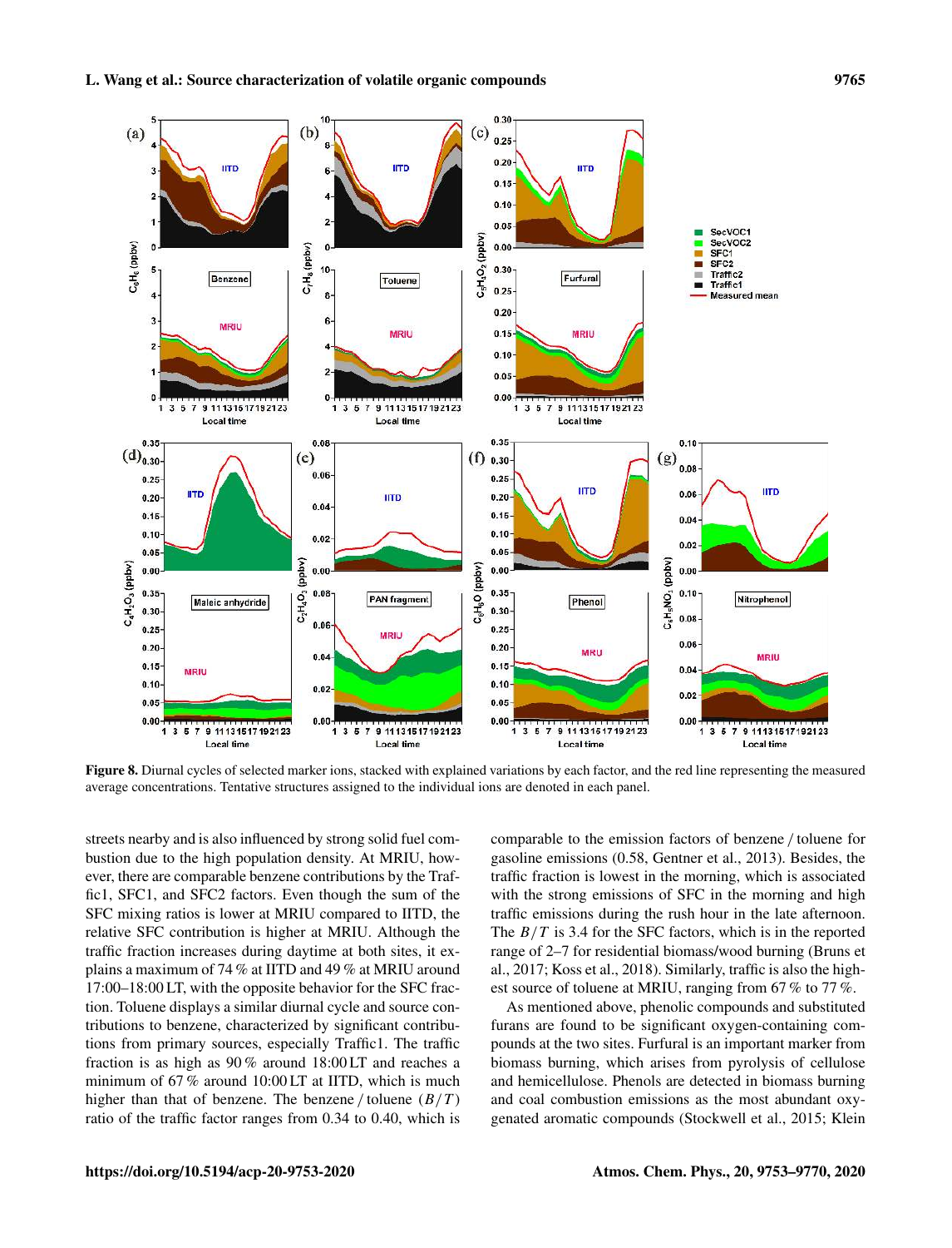**Figure 8.** Diurnal cycles of selected marker ions, stacked with explained variations by each factor, and the red line representing the measured average concentrations. Tentative structures assigned to the individual ions are denoted in each panel.

streets nearby and is also influenced by strong solid fuel combustion due to the high population density. At MRIU, however, there are comparable benzene contributions by the Traffic1, SFC1, and SFC2 factors. Even though the sum of the SFC mixing ratios is lower at MRIU compared to IITD, the relative SFC contribution is higher at MRIU. Although the traffic fraction increases during daytime at both sites, it explains a maximum of 74 % at IITD and 49 % at MRIU around 17:00–18:00 LT, with the opposite behavior for the SFC fraction. Toluene displays a similar diurnal cycle and source contributions to benzene, characterized by significant contributions from primary sources, especially Traffic1. The traffic fraction is as high as 90 % around 18:00 LT and reaches a minimum of 67 % around 10:00 LT at IITD, which is much higher than that of benzene. The benzene / toluene ($B/T$) ratio of the traffic factor ranges from 0.34 to 0.40, which is comparable to the emission factors of benzene / toluene for gasoline emissions (0.58, Gentner et al., 2013). Besides, the traffic fraction is lowest in the morning, which is associated with the strong emissions of SFC in the morning and high traffic emissions during the rush hour in the late afternoon. The $B/T$ is 3.4 for the SFC factors, which is in the reported range of 2–7 for residential biomass/wood burning (Bruns et al., 2017; Koss et al., 2018). Similarly, traffic is also the highest source of toluene at MRIU, ranging from 67 % to 77 %.

As mentioned above, phenolic compounds and substituted furans are found to be significant oxygen-containing compounds at the two sites. Furfural is an important marker from biomass burning, which arises from pyrolysis of cellulose and hemicellulose. Phenols are detected in biomass burning and coal combustion emissions as the most abundant oxygenated aromatic compounds (Stockwell et al., 2015; Klein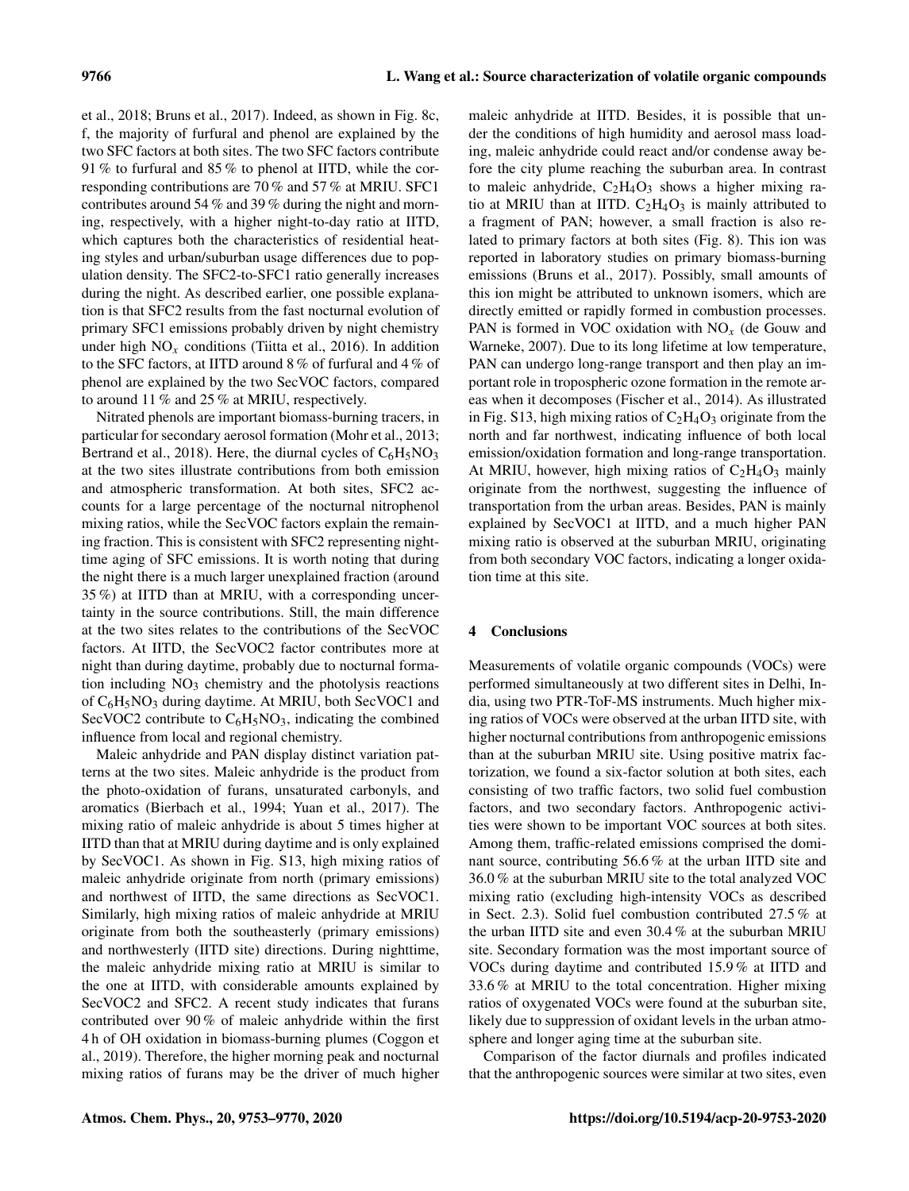et al., 2018; Bruns et al., 2017). Indeed, as shown in Fig. 8c, f, the majority of furfural and phenol are explained by the two SFC factors at both sites. The two SFC factors contribute 91 % to furfural and 85 % to phenol at IITD, while the corresponding contributions are 70 % and 57 % at MRIU. SFC1 contributes around 54 % and 39 % during the night and morning, respectively, with a higher night-to-day ratio at IITD, which captures both the characteristics of residential heating styles and urban/suburban usage differences due to population density. The SFC2-to-SFC1 ratio generally increases during the night. As described earlier, one possible explanation is that SFC2 results from the fast nocturnal evolution of primary SFC1 emissions probably driven by night chemistry under high $NO_x$ conditions (Tiitta et al., 2016). In addition to the SFC factors, at IITD around 8 % of furfural and 4 % of phenol are explained by the two SecVOC factors, compared to around 11 % and 25 % at MRIU, respectively.

Nitrated phenols are important biomass-burning tracers, in particular for secondary aerosol formation (Mohr et al., 2013; Bertrand et al., 2018). Here, the diurnal cycles of $C_6H_5NO_3$ at the two sites illustrate contributions from both emission and atmospheric transformation. At both sites, SFC2 accounts for a large percentage of the nocturnal nitrophenol mixing ratios, while the SecVOC factors explain the remaining fraction. This is consistent with SFC2 representing nighttime aging of SFC emissions. It is worth noting that during the night there is a much larger unexplained fraction (around 35 %) at IITD than at MRIU, with a corresponding uncertainty in the source contributions. Still, the main difference at the two sites relates to the contributions of the SecVOC factors. At IITD, the SecVOC2 factor contributes more at night than during daytime, probably due to nocturnal formation including $NO_3$ chemistry and the photolysis reactions of $C_6H_5NO_3$ during daytime. At MRIU, both SecVOC1 and SecVOC2 contribute to $C_6H_5NO_3$, indicating the combined influence from local and regional chemistry.

Maleic anhydride and PAN display distinct variation patterns at the two sites. Maleic anhydride is the product from the photo-oxidation of furans, unsaturated carbonyls, and aromatics (Bierbach et al., 1994; Yuan et al., 2017). The mixing ratio of maleic anhydride is about 5 times higher at IITD than that at MRIU during daytime and is only explained by SecVOC1. As shown in Fig. S13, high mixing ratios of maleic anhydride originate from north (primary emissions) and northwest of IITD, the same directions as SecVOC1. Similarly, high mixing ratios of maleic anhydride at MRIU originate from both the southeasterly (primary emissions) and northwesterly (IITD site) directions. During nighttime, the maleic anhydride mixing ratio at MRIU is similar to the one at IITD, with considerable amounts explained by SecVOC2 and SFC2. A recent study indicates that furans contributed over 90 % of maleic anhydride within the first 4 h of OH oxidation in biomass-burning plumes (Coggon et al., 2019). Therefore, the higher morning peak and nocturnal mixing ratios of furans may be the driver of much higher maleic anhydride at IITD. Besides, it is possible that under the conditions of high humidity and aerosol mass loading, maleic anhydride could react and/or condense away before the city plume reaching the suburban area. In contrast to maleic anhydride, $C_2H_4O_3$ shows a higher mixing ratio at MRIU than at IITD. $C_2H_4O_3$ is mainly attributed to a fragment of PAN; however, a small fraction is also related to primary factors at both sites (Fig. 8). This ion was reported in laboratory studies on primary biomass-burning emissions (Bruns et al., 2017). Possibly, small amounts of this ion might be attributed to unknown isomers, which are directly emitted or rapidly formed in combustion processes. PAN is formed in VOC oxidation with $NO_x$ (de Gouw and Warneke, 2007). Due to its long lifetime at low temperature, PAN can undergo long-range transport and then play an important role in tropospheric ozone formation in the remote areas when it decomposes (Fischer et al., 2014). As illustrated in Fig. S13, high mixing ratios of $C_2H_4O_3$ originate from the north and far northwest, indicating influence of both local emission/oxidation formation and long-range transportation. At MRIU, however, high mixing ratios of $C_2H_4O_3$ mainly originate from the northwest, suggesting the influence of transportation from the urban areas. Besides, PAN is mainly explained by SecVOC1 at IITD, and a much higher PAN mixing ratio is observed at the suburban MRIU, originating from both secondary VOC factors, indicating a longer oxidation time at this site.

## 4 Conclusions

Measurements of volatile organic compounds (VOCs) were performed simultaneously at two different sites in Delhi, India, using two PTR-ToF-MS instruments. Much higher mixing ratios of VOCs were observed at the urban IITD site, with higher nocturnal contributions from anthropogenic emissions than at the suburban MRIU site. Using positive matrix factorization, we found a six-factor solution at both sites, each consisting of two traffic factors, two solid fuel combustion factors, and two secondary factors. Anthropogenic activities were shown to be important VOC sources at both sites. Among them, traffic-related emissions comprised the dominant source, contributing 56.6 % at the urban IITD site and 36.0 % at the suburban MRIU site to the total analyzed VOC mixing ratio (excluding high-intensity VOCs as described in Sect. 2.3). Solid fuel combustion contributed 27.5 % at the urban IITD site and even 30.4 % at the suburban MRIU site. Secondary formation was the most important source of VOCs during daytime and contributed 15.9 % at IITD and 33.6 % at MRIU to the total concentration. Higher mixing ratios of oxygenated VOCs were found at the suburban site, likely due to suppression of oxidant levels in the urban atmosphere and longer aging time at the suburban site.

Comparison of the factor diurnals and profiles indicated that the anthropogenic sources were similar at two sites, even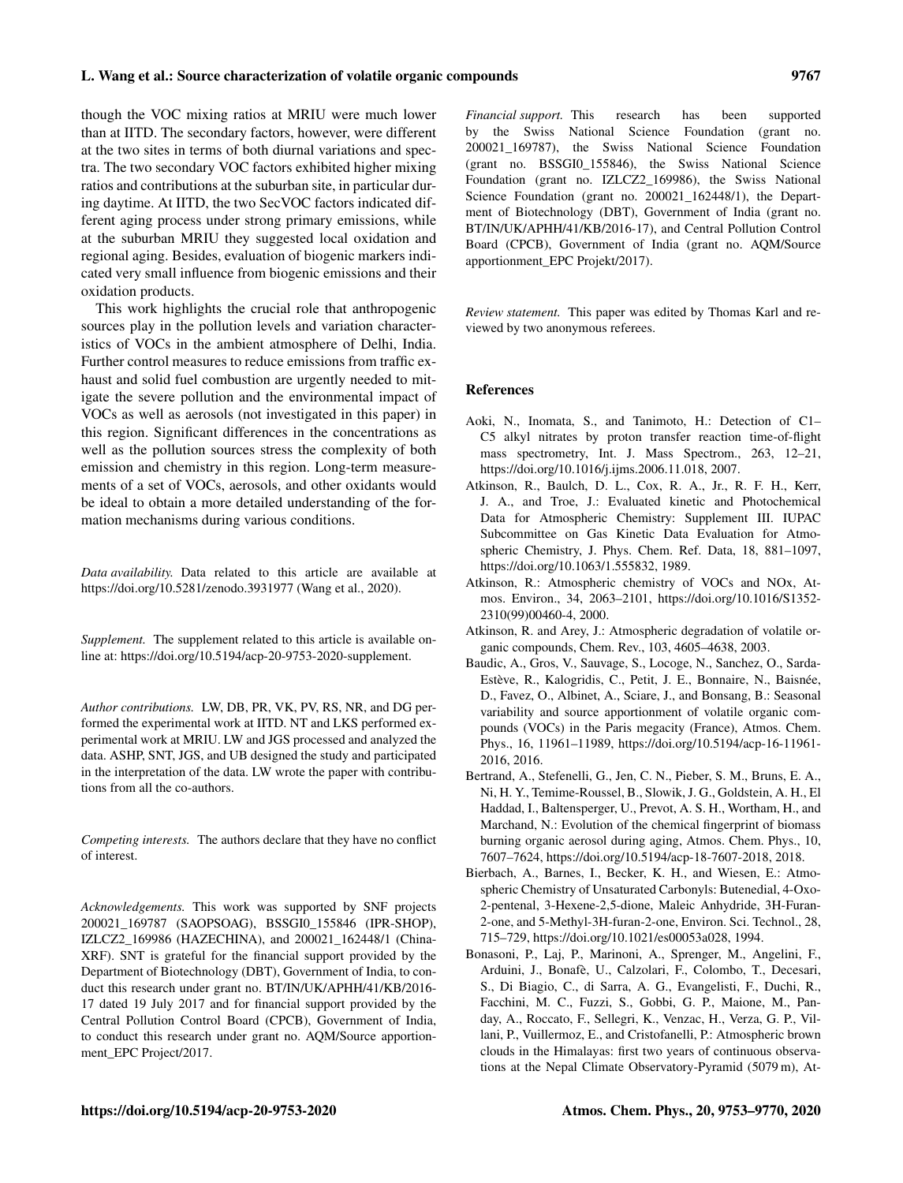though the VOC mixing ratios at MRIU were much lower than at IITD. The secondary factors, however, were different at the two sites in terms of both diurnal variations and spectra. The two secondary VOC factors exhibited higher mixing ratios and contributions at the suburban site, in particular during daytime. At IITD, the two SecVOC factors indicated different aging process under strong primary emissions, while at the suburban MRIU they suggested local oxidation and regional aging. Besides, evaluation of biogenic markers indicated very small influence from biogenic emissions and their oxidation products.

This work highlights the crucial role that anthropogenic sources play in the pollution levels and variation characteristics of VOCs in the ambient atmosphere of Delhi, India. Further control measures to reduce emissions from traffic exhaust and solid fuel combustion are urgently needed to mitigate the severe pollution and the environmental impact of VOCs as well as aerosols (not investigated in this paper) in this region. Significant differences in the concentrations as well as the pollution sources stress the complexity of both emission and chemistry in this region. Long-term measurements of a set of VOCs, aerosols, and other oxidants would be ideal to obtain a more detailed understanding of the formation mechanisms during various conditions.

*Data availability.* Data related to this article are available at https://doi.org/10.5281/zenodo.3931977 (Wang et al., 2020).

*Supplement.* The supplement related to this article is available online at: https://doi.org/10.5194/acp-20-9753-2020-supplement.

*Author contributions.* LW, DB, PR, VK, PV, RS, NR, and DG performed the experimental work at IITD. NT and LKS performed experimental work at MRIU. LW and JGS processed and analyzed the data. ASHP, SNT, JGS, and UB designed the study and participated in the interpretation of the data. LW wrote the paper with contributions from all the co-authors.

*Competing interests.* The authors declare that they have no conflict of interest.

*Acknowledgements.* This work was supported by SNF projects 200021_169787 (SAOPSOAG), BSSGI0_155846 (IPR-SHOP), IZLCZ2_169986 (HAZECHINA), and 200021_162448/1 (China-XRF). SNT is grateful for the financial support provided by the Department of Biotechnology (DBT), Government of India, to conduct this research under grant no. BT/IN/UK/APHH/41/KB/2016-17 dated 19 July 2017 and for financial support provided by the Central Pollution Control Board (CPCB), Government of India, to conduct this research under grant no. AQM/Source apportionment_EPC Project/2017.

*Financial support.* This research has been supported by the Swiss National Science Foundation (grant no. 200021_169787), the Swiss National Science Foundation (grant no. BSSGI0_155846), the Swiss National Science Foundation (grant no. IZLCZ2_169986), the Swiss National Science Foundation (grant no. 200021_162448/1), the Department of Biotechnology (DBT), Government of India (grant no. BT/IN/UK/APHH/41/KB/2016-17), and Central Pollution Control Board (CPCB), Government of India (grant no. AQM/Source apportionment_EPC Projekt/2017).

*Review statement.* This paper was edited by Thomas Karl and reviewed by two anonymous referees.

## References

Aoki, N., Inomata, S., and Tanimoto, H.: Detection of C1–C5 alkyl nitrates by proton transfer reaction time-of-flight mass spectrometry, Int. J. Mass Spectrom., 263, 12–21, https://doi.org/10.1016/j.ijms.2006.11.018, 2007.

Atkinson, R., Baulch, D. L., Cox, R. A., Jr., R. F. H., Kerr, J. A., and Troe, J.: Evaluated kinetic and Photochemical Data for Atmospheric Chemistry: Supplement III. IUPAC Subcommittee on Gas Kinetic Data Evaluation for Atmospheric Chemistry, J. Phys. Chem. Ref. Data, 18, 881–1097, https://doi.org/10.1063/1.555832, 1989.

Atkinson, R.: Atmospheric chemistry of VOCs and NOx, Atmos. Environ., 34, 2063–2101, https://doi.org/10.1016/S1352-2310(99)00460-4, 2000.

Atkinson, R. and Arey, J.: Atmospheric degradation of volatile organic compounds, Chem. Rev., 103, 4605–4638, 2003.

Baudic, A., Gros, V., Sauvage, S., Locoge, N., Sanchez, O., Sarda-Estève, R., Kalogridis, C., Petit, J. E., Bonnaire, N., Baisnée, D., Favez, O., Albinet, A., Sciare, J., and Bonsang, B.: Seasonal variability and source apportionment of volatile organic compounds (VOCs) in the Paris megacity (France), Atmos. Chem. Phys., 16, 11961–11989, https://doi.org/10.5194/acp-16-11961-2016, 2016.

Bertrand, A., Stefenelli, G., Jen, C. N., Pieber, S. M., Bruns, E. A., Ni, H. Y., Temime-Roussel, B., Slowik, J. G., Goldstein, A. H., El Haddad, I., Baltensperger, U., Prevot, A. S. H., Wortham, H., and Marchand, N.: Evolution of the chemical fingerprint of biomass burning organic aerosol during aging, Atmos. Chem. Phys., 10, 7607–7624, https://doi.org/10.5194/acp-18-7607-2018, 2018.

Bierbach, A., Barnes, I., Becker, K. H., and Wiesen, E.: Atmospheric Chemistry of Unsaturated Carbonyls: Butenedial, 4-Oxo-2-pentenal, 3-Hexene-2,5-dione, Maleic Anhydride, 3H-Furan-2-one, and 5-Methyl-3H-furan-2-one, Environ. Sci. Technol., 28, 715–729, https://doi.org/10.1021/es00053a028, 1994.

Bonasoni, P., Laj, P., Marinoni, A., Sprenger, M., Angelini, F., Arduini, J., Bonafè, U., Calzolari, F., Colombo, T., Decesari, S., Di Biagio, C., di Sarra, A. G., Evangelisti, F., Duchi, R., Facchini, M. C., Fuzzi, S., Gobbi, G. P., Maione, M., Panday, A., Roccato, F., Sellegri, K., Venzac, H., Verza, G. P., Villani, P., Vuillermoz, E., and Cristofanelli, P.: Atmospheric brown clouds in the Himalayas: first two years of continuous observations at the Nepal Climate Observatory-Pyramid (5079 m), At-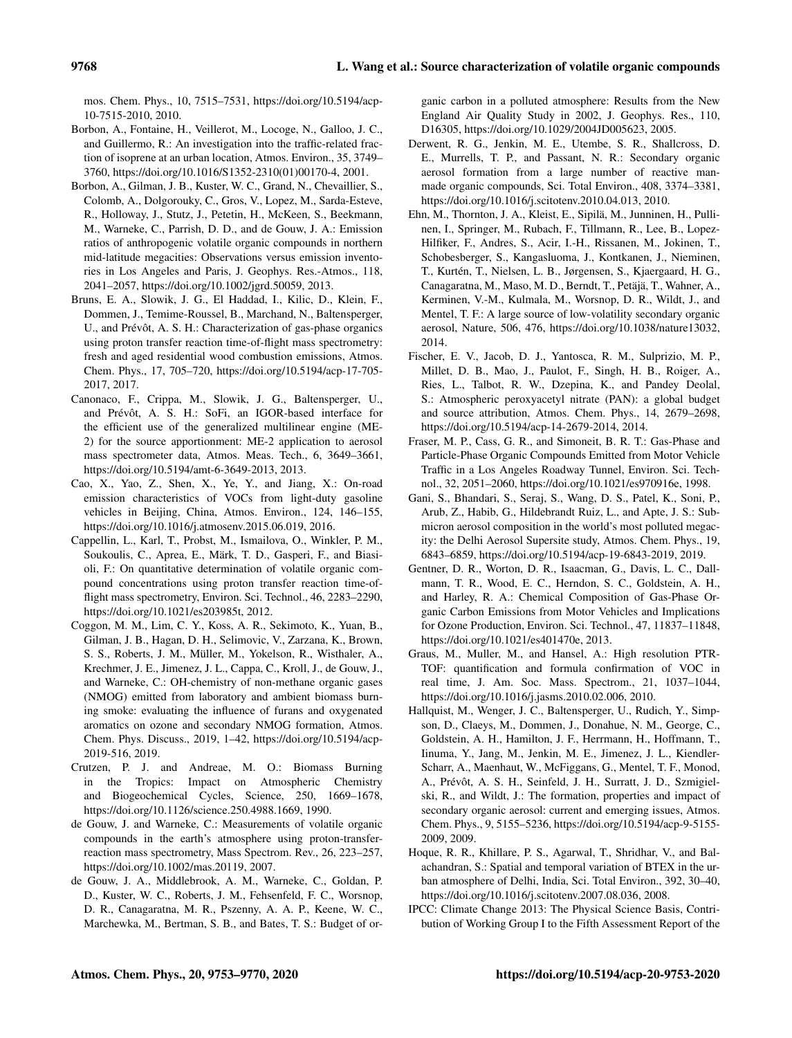mos. Chem. Phys., 10, 7515–7531, https://doi.org/10.5194/acp-10-7515-2010, 2010.

Borbon, A., Fontaine, H., Veillerot, M., Locoge, N., Galloo, J. C., and Guillermo, R.: An investigation into the traffic-related fraction of isoprene at an urban location, Atmos. Environ., 35, 3749–3760, https://doi.org/10.1016/S1352-2310(01)00170-4, 2001.

Borbon, A., Gilman, J. B., Kuster, W. C., Grand, N., Chevaillier, S., Colomb, A., Dolgorouky, C., Gros, V., Lopez, M., Sarda-Esteve, R., Holloway, J., Stutz, J., Petetin, H., McKeen, S., Beekmann, M., Warneke, C., Parrish, D. D., and de Gouw, J. A.: Emission ratios of anthropogenic volatile organic compounds in northern mid-latitude megacities: Observations versus emission inventories in Los Angeles and Paris, J. Geophys. Res.-Atmos., 118, 2041–2057, https://doi.org/10.1002/jgrd.50059, 2013.

Bruns, E. A., Slowik, J. G., El Haddad, I., Kilic, D., Klein, F., Dommen, J., Temime-Roussel, B., Marchand, N., Baltensperger, U., and Prévôt, A. S. H.: Characterization of gas-phase organics using proton transfer reaction time-of-flight mass spectrometry: fresh and aged residential wood combustion emissions, Atmos. Chem. Phys., 17, 705–720, https://doi.org/10.5194/acp-17-705-2017, 2017.

Canonaco, F., Crippa, M., Slowik, J. G., Baltensperger, U., and Prévôt, A. S. H.: SoFi, an IGOR-based interface for the efficient use of the generalized multilinear engine (ME-2) for the source apportionment: ME-2 application to aerosol mass spectrometer data, Atmos. Meas. Tech., 6, 3649–3661, https://doi.org/10.5194/amt-6-3649-2013, 2013.

Cao, X., Yao, Z., Shen, X., Ye, Y., and Jiang, X.: On-road emission characteristics of VOCs from light-duty gasoline vehicles in Beijing, China, Atmos. Environ., 124, 146–155, https://doi.org/10.1016/j.atmosenv.2015.06.019, 2016.

Cappellin, L., Karl, T., Probst, M., Ismailova, O., Winkler, P. M., Soukoulis, C., Aprea, E., Märk, T. D., Gasperi, F., and Biasioli, F.: On quantitative determination of volatile organic compound concentrations using proton transfer reaction time-of-flight mass spectrometry, Environ. Sci. Technol., 46, 2283–2290, https://doi.org/10.1021/es203985t, 2012.

Coggon, M. M., Lim, C. Y., Koss, A. R., Sekimoto, K., Yuan, B., Gilman, J. B., Hagan, D. H., Selimovic, V., Zarzana, K., Brown, S. S., Roberts, J. M., Müller, M., Yokelson, R., Wisthaler, A., Krechmer, J. E., Jimenez, J. L., Cappa, C., Kroll, J., de Gouw, J., and Warneke, C.: OH-chemistry of non-methane organic gases (NMOG) emitted from laboratory and ambient biomass burning smoke: evaluating the influence of furans and oxygenated aromatics on ozone and secondary NMOG formation, Atmos. Chem. Phys. Discuss., 2019, 1–42, https://doi.org/10.5194/acp-2019-516, 2019.

Crutzen, P. J. and Andreae, M. O.: Biomass Burning in the Tropics: Impact on Atmospheric Chemistry and Biogeochemical Cycles, Science, 250, 1669–1678, https://doi.org/10.1126/science.250.4988.1669, 1990.

de Gouw, J. and Warneke, C.: Measurements of volatile organic compounds in the earth's atmosphere using proton-transfer-reaction mass spectrometry, Mass Spectrom. Rev., 26, 223–257, https://doi.org/10.1002/mas.20119, 2007.

de Gouw, J. A., Middlebrook, A. M., Warneke, C., Goldan, P. D., Kuster, W. C., Roberts, J. M., Fehsenfeld, F. C., Worsnop, D. R., Canagaratna, M. R., Pszenny, A. A. P., Keene, W. C., Marchewka, M., Bertman, S. B., and Bates, T. S.: Budget of organic carbon in a polluted atmosphere: Results from the New England Air Quality Study in 2002, J. Geophys. Res., 110, D16305, https://doi.org/10.1029/2004JD005623, 2005.

Derwent, R. G., Jenkin, M. E., Utembe, S. R., Shallcross, D. E., Murrells, T. P., and Passant, N. R.: Secondary organic aerosol formation from a large number of reactive man-made organic compounds, Sci. Total Environ., 408, 3374–3381, https://doi.org/10.1016/j.scitotenv.2010.04.013, 2010.

Ehn, M., Thornton, J. A., Kleist, E., Sipilä, M., Junninen, H., Pullinen, I., Springer, M., Rubach, F., Tillmann, R., Lee, B., Lopez-Hilfiker, F., Andres, S., Acir, I.-H., Rissanen, M., Jokinen, T., Schobesberger, S., Kangasluoma, J., Kontkanen, J., Nieminen, T., Kurtén, T., Nielsen, L. B., Jørgensen, S., Kjaergaard, H. G., Canagaratna, M., Maso, M. D., Berndt, T., Petäjä, T., Wahner, A., Kerminen, V.-M., Kulmala, M., Worsnop, D. R., Wildt, J., and Mentel, T. F.: A large source of low-volatility secondary organic aerosol, Nature, 506, 476, https://doi.org/10.1038/nature13032, 2014.

Fischer, E. V., Jacob, D. J., Yantosca, R. M., Sulprizio, M. P., Millet, D. B., Mao, J., Paulot, F., Singh, H. B., Roiger, A., Ries, L., Talbot, R. W., Dzepina, K., and Pandey Deolal, S.: Atmospheric peroxyacetyl nitrate (PAN): a global budget and source attribution, Atmos. Chem. Phys., 14, 2679–2698, https://doi.org/10.5194/acp-14-2679-2014, 2014.

Fraser, M. P., Cass, G. R., and Simoneit, B. R. T.: Gas-Phase and Particle-Phase Organic Compounds Emitted from Motor Vehicle Traffic in a Los Angeles Roadway Tunnel, Environ. Sci. Technol., 32, 2051–2060, https://doi.org/10.1021/es970916e, 1998.

Gani, S., Bhandari, S., Seraj, S., Wang, D. S., Patel, K., Soni, P., Arub, Z., Habib, G., Hildebrandt Ruiz, L., and Apte, J. S.: Submicron aerosol composition in the world's most polluted megacity: the Delhi Aerosol Supersite study, Atmos. Chem. Phys., 19, 6843–6859, https://doi.org/10.5194/acp-19-6843-2019, 2019.

Gentner, D. R., Worton, D. R., Isaacman, G., Davis, L. C., Dallmann, T. R., Wood, E. C., Herndon, S. C., Goldstein, A. H., and Harley, R. A.: Chemical Composition of Gas-Phase Organic Carbon Emissions from Motor Vehicles and Implications for Ozone Production, Environ. Sci. Technol., 47, 11837–11848, https://doi.org/10.1021/es401470e, 2013.

Graus, M., Muller, M., and Hansel, A.: High resolution PTR-TOF: quantification and formula confirmation of VOC in real time, J. Am. Soc. Mass. Spectrom., 21, 1037–1044, https://doi.org/10.1016/j.jasms.2010.02.006, 2010.

Hallquist, M., Wenger, J. C., Baltensperger, U., Rudich, Y., Simpson, D., Claeys, M., Dommen, J., Donahue, N. M., George, C., Goldstein, A. H., Hamilton, J. F., Herrmann, H., Hoffmann, T., Iinuma, Y., Jang, M., Jenkin, M. E., Jimenez, J. L., Kiendler-Scharr, A., Maenhaut, W., McFiggans, G., Mentel, T. F., Monod, A., Prévôt, A. S. H., Seinfeld, J. H., Surratt, J. D., Szmigielski, R., and Wildt, J.: The formation, properties and impact of secondary organic aerosol: current and emerging issues, Atmos. Chem. Phys., 9, 5155–5236, https://doi.org/10.5194/acp-9-5155-2009, 2009.

Hoque, R. R., Khillare, P. S., Agarwal, T., Shridhar, V., and Balachandran, S.: Spatial and temporal variation of BTEX in the urban atmosphere of Delhi, India, Sci. Total Environ., 392, 30–40, https://doi.org/10.1016/j.scitotenv.2007.08.036, 2008.

IPCC: Climate Change 2013: The Physical Science Basis, Contribution of Working Group I to the Fifth Assessment Report of the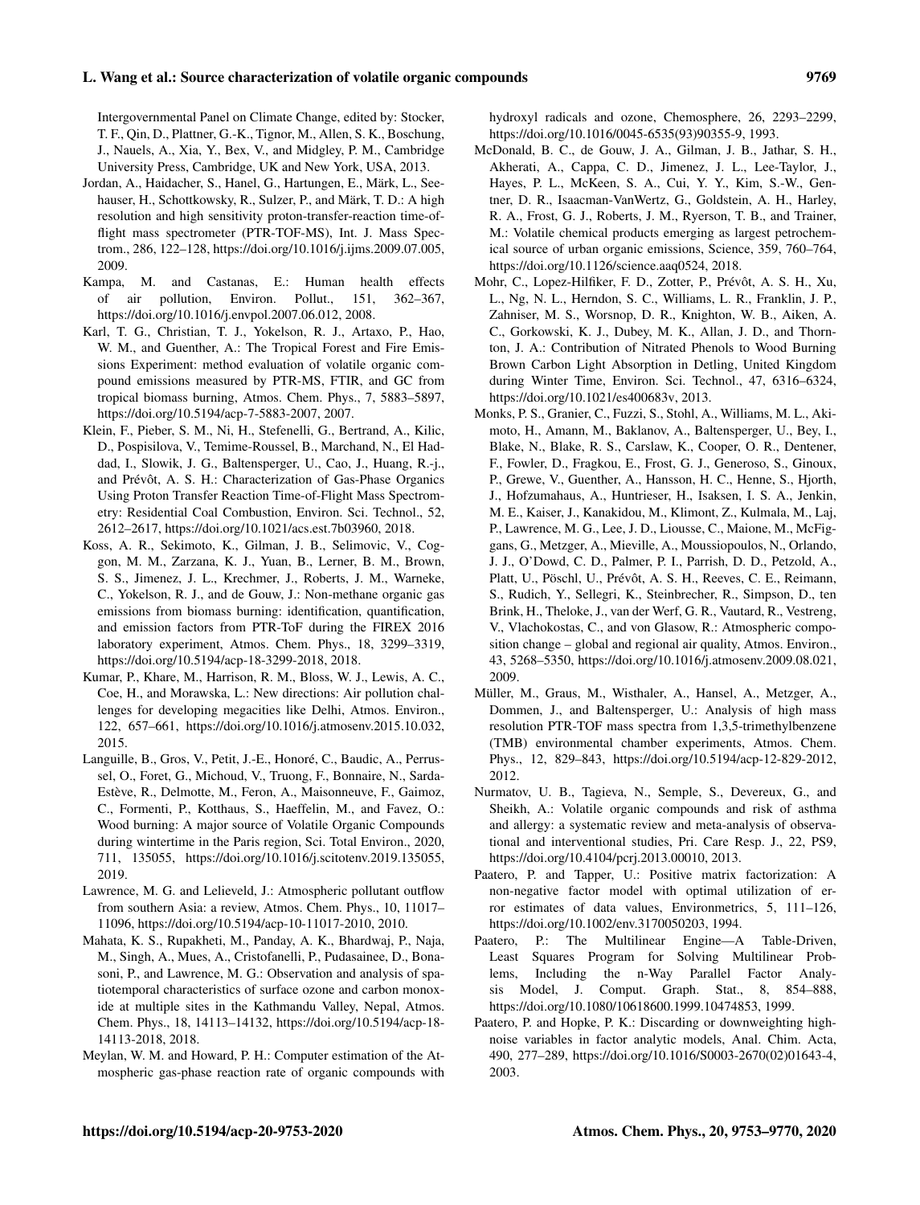Intergovernmental Panel on Climate Change, edited by: Stocker, T. F., Qin, D., Plattner, G.-K., Tignor, M., Allen, S. K., Boschung, J., Nauels, A., Xia, Y., Bex, V., and Midgley, P. M., Cambridge University Press, Cambridge, UK and New York, USA, 2013.

Jordan, A., Haidacher, S., Hanel, G., Hartungen, E., Märk, L., Seehauser, H., Schottkowsky, R., Sulzer, P., and Märk, T. D.: A high resolution and high sensitivity proton-transfer-reaction time-of-flight mass spectrometer (PTR-TOF-MS), Int. J. Mass Spectrom., 286, 122–128, https://doi.org/10.1016/j.ijms.2009.07.005, 2009.

Kampa, M. and Castanas, E.: Human health effects of air pollution, Environ. Pollut., 151, 362–367, https://doi.org/10.1016/j.envpol.2007.06.012, 2008.

Karl, T. G., Christian, T. J., Yokelson, R. J., Artaxo, P., Hao, W. M., and Guenther, A.: The Tropical Forest and Fire Emissions Experiment: method evaluation of volatile organic compound emissions measured by PTR-MS, FTIR, and GC from tropical biomass burning, Atmos. Chem. Phys., 7, 5883–5897, https://doi.org/10.5194/acp-7-5883-2007, 2007.

Klein, F., Pieber, S. M., Ni, H., Stefenelli, G., Bertrand, A., Kilic, D., Pospisilova, V., Temime-Roussel, B., Marchand, N., El Haddad, I., Slowik, J. G., Baltensperger, U., Cao, J., Huang, R.-j., and Prévôt, A. S. H.: Characterization of Gas-Phase Organics Using Proton Transfer Reaction Time-of-Flight Mass Spectrometry: Residential Coal Combustion, Environ. Sci. Technol., 52, 2612–2617, https://doi.org/10.1021/acs.est.7b03960, 2018.

Koss, A. R., Sekimoto, K., Gilman, J. B., Selimovic, V., Coggon, M. M., Zarzana, K. J., Yuan, B., Lerner, B. M., Brown, S. S., Jimenez, J. L., Krechmer, J., Roberts, J. M., Warneke, C., Yokelson, R. J., and de Gouw, J.: Non-methane organic gas emissions from biomass burning: identification, quantification, and emission factors from PTR-ToF during the FIREX 2016 laboratory experiment, Atmos. Chem. Phys., 18, 3299–3319, https://doi.org/10.5194/acp-18-3299-2018, 2018.

Kumar, P., Khare, M., Harrison, R. M., Bloss, W. J., Lewis, A. C., Coe, H., and Morawska, L.: New directions: Air pollution challenges for developing megacities like Delhi, Atmos. Environ., 122, 657–661, https://doi.org/10.1016/j.atmosenv.2015.10.032, 2015.

Languille, B., Gros, V., Petit, J.-E., Honoré, C., Baudic, A., Perrussel, O., Foret, G., Michoud, V., Truong, F., Bonnaire, N., Sarda-Estève, R., Delmotte, M., Feron, A., Maisonneuve, F., Gaimoz, C., Formenti, P., Kotthaus, S., Haeffelin, M., and Favez, O.: Wood burning: A major source of Volatile Organic Compounds during wintertime in the Paris region, Sci. Total Environ., 2020, 711, 135055, https://doi.org/10.1016/j.scitotenv.2019.135055, 2019.

Lawrence, M. G. and Lelieveld, J.: Atmospheric pollutant outflow from southern Asia: a review, Atmos. Chem. Phys., 10, 11017–11096, https://doi.org/10.5194/acp-10-11017-2010, 2010.

Mahata, K. S., Rupakheti, M., Panday, A. K., Bhardwaj, P., Naja, M., Singh, A., Mues, A., Cristofanelli, P., Pudasainee, D., Bonasoni, P., and Lawrence, M. G.: Observation and analysis of spatiotemporal characteristics of surface ozone and carbon monoxide at multiple sites in the Kathmandu Valley, Nepal, Atmos. Chem. Phys., 18, 14113–14132, https://doi.org/10.5194/acp-18-14113-2018, 2018.

Meylan, W. M. and Howard, P. H.: Computer estimation of the Atmospheric gas-phase reaction rate of organic compounds with hydroxyl radicals and ozone, Chemosphere, 26, 2293–2299, https://doi.org/10.1016/0045-6535(93)90355-9, 1993.

McDonald, B. C., de Gouw, J. A., Gilman, J. B., Jathar, S. H., Akherati, A., Cappa, C. D., Jimenez, J. L., Lee-Taylor, J., Hayes, P. L., McKeen, S. A., Cui, Y. Y., Kim, S.-W., Gentner, D. R., Isaacman-VanWertz, G., Goldstein, A. H., Harley, R. A., Frost, G. J., Roberts, J. M., Ryerson, T. B., and Trainer, M.: Volatile chemical products emerging as largest petrochemical source of urban organic emissions, Science, 359, 760–764, https://doi.org/10.1126/science.aaq0524, 2018.

Mohr, C., Lopez-Hilfiker, F. D., Zotter, P., Prévôt, A. S. H., Xu, L., Ng, N. L., Herndon, S. C., Williams, L. R., Franklin, J. P., Zahniser, M. S., Worsnop, D. R., Knighton, W. B., Aiken, A. C., Gorkowski, K. J., Dubey, M. K., Allan, J. D., and Thornton, J. A.: Contribution of Nitrated Phenols to Wood Burning Brown Carbon Light Absorption in Detling, United Kingdom during Winter Time, Environ. Sci. Technol., 47, 6316–6324, https://doi.org/10.1021/es400683v, 2013.

Monks, P. S., Granier, C., Fuzzi, S., Stohl, A., Williams, M. L., Akimoto, H., Amann, M., Baklanov, A., Baltensperger, U., Bey, I., Blake, N., Blake, R. S., Carslaw, K., Cooper, O. R., Dentener, F., Fowler, D., Fragkou, E., Frost, G. J., Generoso, S., Ginoux, P., Grewe, V., Guenther, A., Hansson, H. C., Henne, S., Hjorth, J., Hofzumahaus, A., Huntrieser, H., Isaksen, I. S. A., Jenkin, M. E., Kaiser, J., Kanakidou, M., Klimont, Z., Kulmala, M., Laj, P., Lawrence, M. G., Lee, J. D., Liousse, C., Maione, M., McFiggans, G., Metzger, A., Mieville, A., Moussiopoulos, N., Orlando, J. J., O'Dowd, C. D., Palmer, P. I., Parrish, D. D., Petzold, A., Platt, U., Pöschl, U., Prévôt, A. S. H., Reeves, C. E., Reimann, S., Rudich, Y., Sellegri, K., Steinbrecher, R., Simpson, D., ten Brink, H., Theloke, J., van der Werf, G. R., Vautard, R., Vestreng, V., Vlachokostas, C., and von Glasow, R.: Atmospheric composition change – global and regional air quality, Atmos. Environ., 43, 5268–5350, https://doi.org/10.1016/j.atmosenv.2009.08.021, 2009.

Müller, M., Graus, M., Wisthaler, A., Hansel, A., Metzger, A., Dommen, J., and Baltensperger, U.: Analysis of high mass resolution PTR-TOF mass spectra from 1,3,5-trimethylbenzene (TMB) environmental chamber experiments, Atmos. Chem. Phys., 12, 829–843, https://doi.org/10.5194/acp-12-829-2012, 2012.

Nurmatov, U. B., Tagieva, N., Semple, S., Devereux, G., and Sheikh, A.: Volatile organic compounds and risk of asthma and allergy: a systematic review and meta-analysis of observational and interventional studies, Pri. Care Resp. J., 22, PS9, https://doi.org/10.4104/pcrj.2013.00010, 2013.

Paatero, P. and Tapper, U.: Positive matrix factorization: A non-negative factor model with optimal utilization of error estimates of data values, Environmetrics, 5, 111–126, https://doi.org/10.1002/env.3170050203, 1994.

Paatero, P.: The Multilinear Engine—A Table-Driven, Least Squares Program for Solving Multilinear Problems, Including the n-Way Parallel Factor Analysis Model, J. Comput. Graph. Stat., 8, 854–888, https://doi.org/10.1080/10618600.1999.10474853, 1999.

Paatero, P. and Hopke, P. K.: Discarding or downweighting high-noise variables in factor analytic models, Anal. Chim. Acta, 490, 277–289, https://doi.org/10.1016/S0003-2670(02)01643-4, 2003.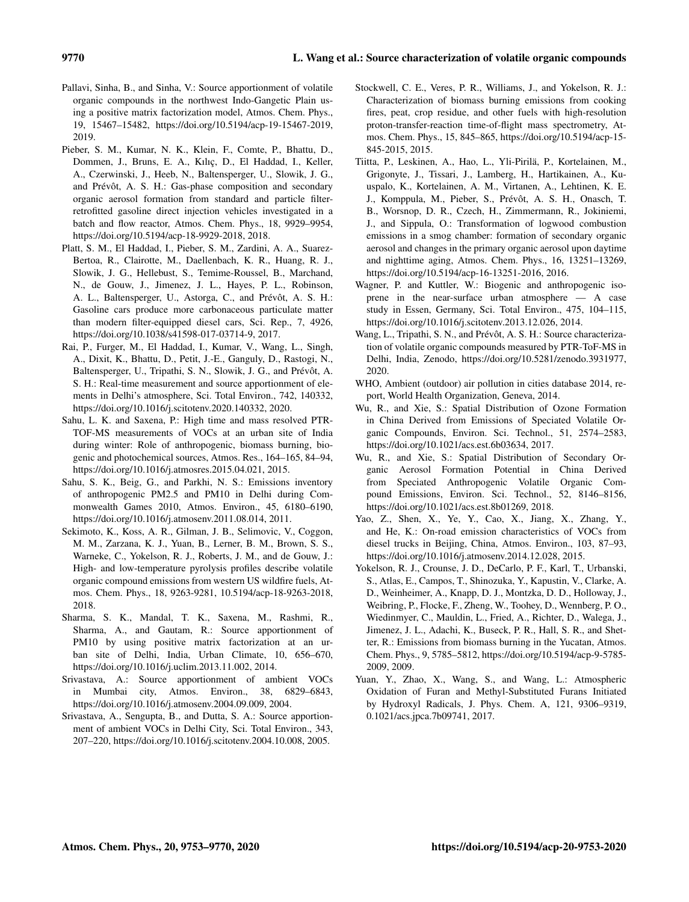Pallavi, Sinha, B., and Sinha, V.: Source apportionment of volatile organic compounds in the northwest Indo-Gangetic Plain using a positive matrix factorization model, Atmos. Chem. Phys., 19, 15467–15482, https://doi.org/10.5194/acp-19-15467-2019, 2019.

Pieber, S. M., Kumar, N. K., Klein, F., Comte, P., Bhattu, D., Dommen, J., Bruns, E. A., Kılıç, D., El Haddad, I., Keller, A., Czerwinski, J., Heeb, N., Baltensperger, U., Slowik, J. G., and Prévôt, A. S. H.: Gas-phase composition and secondary organic aerosol formation from standard and particle filter-retrofitted gasoline direct injection vehicles investigated in a batch and flow reactor, Atmos. Chem. Phys., 18, 9929–9954, https://doi.org/10.5194/acp-18-9929-2018, 2018.

Platt, S. M., El Haddad, I., Pieber, S. M., Zardini, A. A., Suarez-Bertoa, R., Clairotte, M., Daellenbach, K. R., Huang, R. J., Slowik, J. G., Hellebust, S., Temime-Roussel, B., Marchand, N., de Gouw, J., Jimenez, J. L., Hayes, P. L., Robinson, A. L., Baltensperger, U., Astorga, C., and Prévôt, A. S. H.: Gasoline cars produce more carbonaceous particulate matter than modern filter-equipped diesel cars, Sci. Rep., 7, 4926, https://doi.org/10.1038/s41598-017-03714-9, 2017.

Rai, P., Furger, M., El Haddad, I., Kumar, V., Wang, L., Singh, A., Dixit, K., Bhattu, D., Petit, J.-E., Ganguly, D., Rastogi, N., Baltensperger, U., Tripathi, S. N., Slowik, J. G., and Prévôt, A. S. H.: Real-time measurement and source apportionment of elements in Delhi's atmosphere, Sci. Total Environ., 742, 140332, https://doi.org/10.1016/j.scitotenv.2020.140332, 2020.

Sahu, L. K. and Saxena, P.: High time and mass resolved PTR-TOF-MS measurements of VOCs at an urban site of India during winter: Role of anthropogenic, biomass burning, biogenic and photochemical sources, Atmos. Res., 164–165, 84–94, https://doi.org/10.1016/j.atmosres.2015.04.021, 2015.

Sahu, S. K., Beig, G., and Parkhi, N. S.: Emissions inventory of anthropogenic PM2.5 and PM10 in Delhi during Commonwealth Games 2010, Atmos. Environ., 45, 6180–6190, https://doi.org/10.1016/j.atmosenv.2011.08.014, 2011.

Sekimoto, K., Koss, A. R., Gilman, J. B., Selimovic, V., Coggon, M. M., Zarzana, K. J., Yuan, B., Lerner, B. M., Brown, S. S., Warneke, C., Yokelson, R. J., Roberts, J. M., and de Gouw, J.: High- and low-temperature pyrolysis profiles describe volatile organic compound emissions from western US wildfire fuels, Atmos. Chem. Phys., 18, 9263-9281, 10.5194/acp-18-9263-2018, 2018.

Sharma, S. K., Mandal, T. K., Saxena, M., Rashmi, R., Sharma, A., and Gautam, R.: Source apportionment of PM10 by using positive matrix factorization at an urban site of Delhi, India, Urban Climate, 10, 656–670, https://doi.org/10.1016/j.uclim.2013.11.002, 2014.

Srivastava, A.: Source apportionment of ambient VOCs in Mumbai city, Atmos. Environ., 38, 6829–6843, https://doi.org/10.1016/j.atmosenv.2004.09.009, 2004.

Srivastava, A., Sengupta, B., and Dutta, S. A.: Source apportionment of ambient VOCs in Delhi City, Sci. Total Environ., 343, 207–220, https://doi.org/10.1016/j.scitotenv.2004.10.008, 2005.

Stockwell, C. E., Veres, P. R., Williams, J., and Yokelson, R. J.: Characterization of biomass burning emissions from cooking fires, peat, crop residue, and other fuels with high-resolution proton-transfer-reaction time-of-flight mass spectrometry, Atmos. Chem. Phys., 15, 845–865, https://doi.org/10.5194/acp-15-845-2015, 2015.

Tiitta, P., Leskinen, A., Hao, L., Yli-Pirilä, P., Kortelainen, M., Grigonyte, J., Tissari, J., Lamberg, H., Hartikainen, A., Kuuspalo, K., Kortelainen, A. M., Virtanen, A., Lehtinen, K. E. J., Komppula, M., Pieber, S., Prévôt, A. S. H., Onasch, T. B., Worsnop, D. R., Czech, H., Zimmermann, R., Jokiniemi, J., and Sippula, O.: Transformation of logwood combustion emissions in a smog chamber: formation of secondary organic aerosol and changes in the primary organic aerosol upon daytime and nighttime aging, Atmos. Chem. Phys., 16, 13251–13269, https://doi.org/10.5194/acp-16-13251-2016, 2016.

Wagner, P. and Kuttler, W.: Biogenic and anthropogenic isoprene in the near-surface urban atmosphere — A case study in Essen, Germany, Sci. Total Environ., 475, 104–115, https://doi.org/10.1016/j.scitotenv.2013.12.026, 2014.

Wang, L., Tripathi, S. N., and Prévôt, A. S. H.: Source characterization of volatile organic compounds measured by PTR-ToF-MS in Delhi, India, Zenodo, https://doi.org/10.5281/zenodo.3931977, 2020.

WHO, Ambient (outdoor) air pollution in cities database 2014, report, World Health Organization, Geneva, 2014.

Wu, R., and Xie, S.: Spatial Distribution of Ozone Formation in China Derived from Emissions of Speciated Volatile Organic Compounds, Environ. Sci. Technol., 51, 2574–2583, https://doi.org/10.1021/acs.est.6b03634, 2017.

Wu, R., and Xie, S.: Spatial Distribution of Secondary Organic Aerosol Formation Potential in China Derived from Speciated Anthropogenic Volatile Organic Compound Emissions, Environ. Sci. Technol., 52, 8146–8156, https://doi.org/10.1021/acs.est.8b01269, 2018.

Yao, Z., Shen, X., Ye, Y., Cao, X., Jiang, X., Zhang, Y., and He, K.: On-road emission characteristics of VOCs from diesel trucks in Beijing, China, Atmos. Environ., 103, 87–93, https://doi.org/10.1016/j.atmosenv.2014.12.028, 2015.

Yokelson, R. J., Crounse, J. D., DeCarlo, P. F., Karl, T., Urbanski, S., Atlas, E., Campos, T., Shinozuka, Y., Kapustin, V., Clarke, A. D., Weinheimer, A., Knapp, D. J., Montzka, D. D., Holloway, J., Weibring, P., Flocke, F., Zheng, W., Toohey, D., Wennberg, P. O., Wiedinmyer, C., Mauldin, L., Fried, A., Richter, D., Walega, J., Jimenez, J. L., Adachi, K., Buseck, P. R., Hall, S. R., and Shetter, R.: Emissions from biomass burning in the Yucatan, Atmos. Chem. Phys., 9, 5785–5812, https://doi.org/10.5194/acp-9-5785-2009, 2009.

Yuan, Y., Zhao, X., Wang, S., and Wang, L.: Atmospheric Oxidation of Furan and Methyl-Substituted Furans Initiated by Hydroxyl Radicals, J. Phys. Chem. A, 121, 9306–9319, 0.1021/acs.jpca.7b09741, 2017.